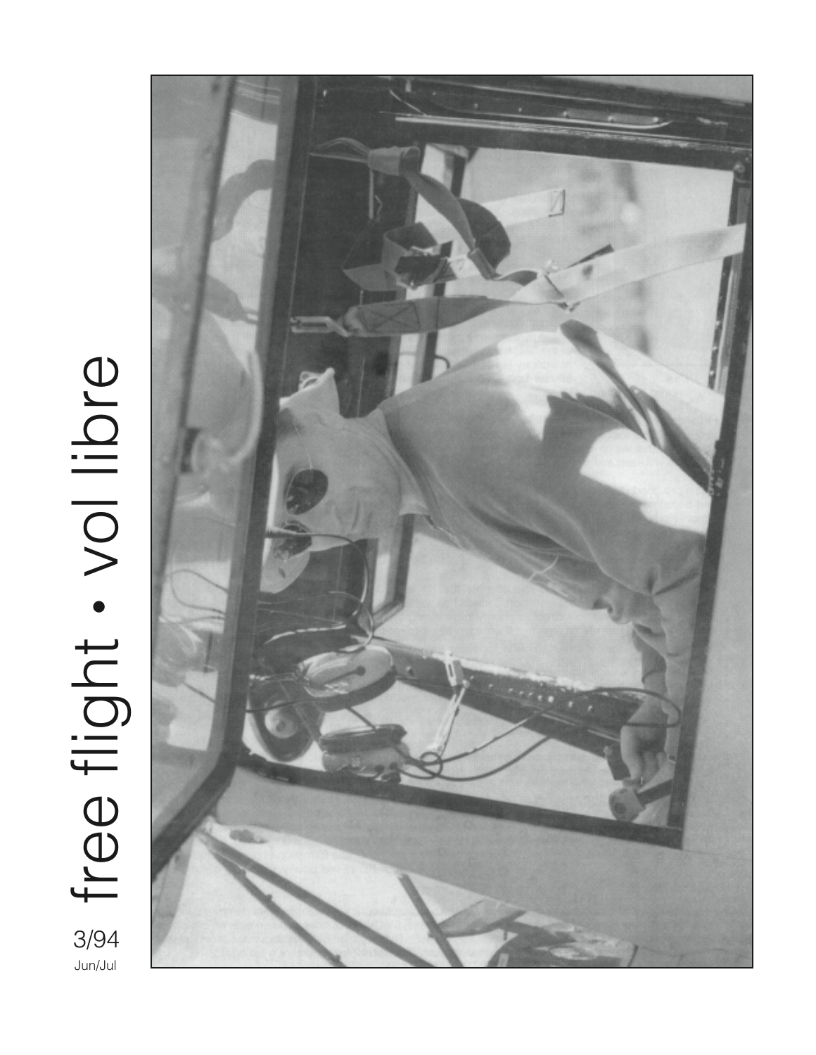# free flight • vol libre

3/94
Jun/Jul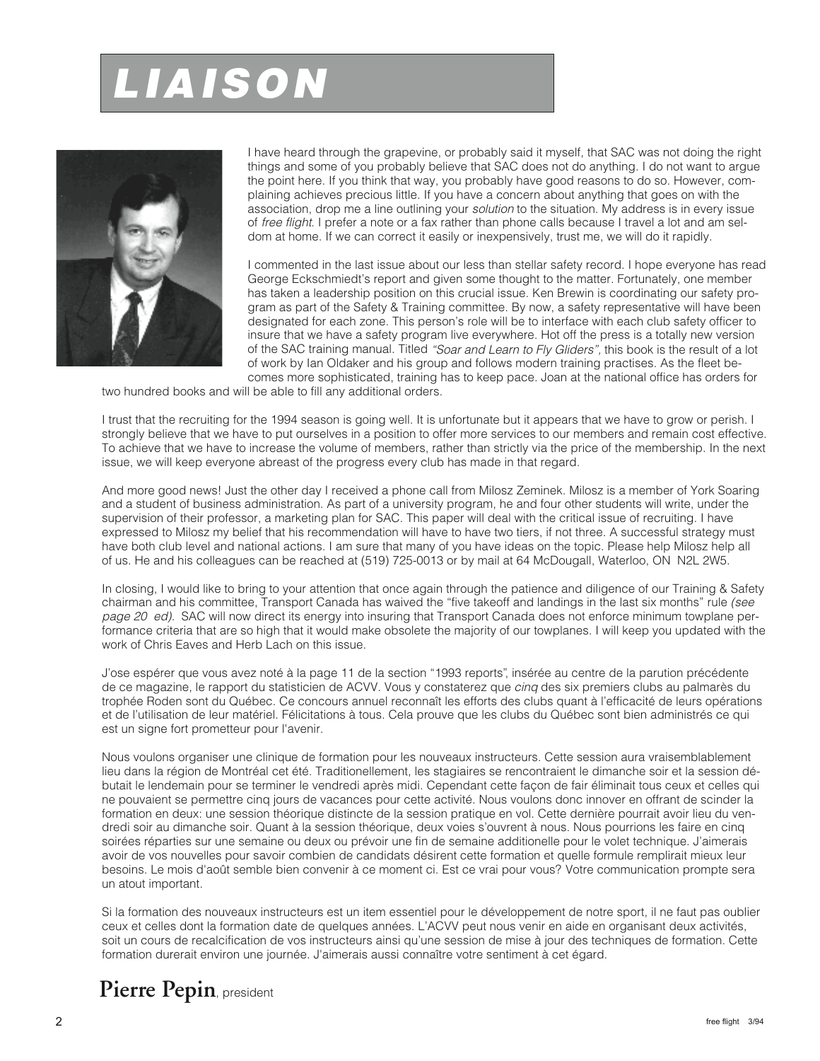# LIAISON

I have heard through the grapevine, or probably said it myself, that SAC was not doing the right things and some of you probably believe that SAC does not do anything. I do not want to argue the point here. If you think that way, you probably have good reasons to do so. However, complaining achieves precious little. If you have a concern about anything that goes on with the association, drop me a line outlining your *solution* to the situation. My address is in every issue of *free flight*. I prefer a note or a fax rather than phone calls because I travel a lot and am seldom at home. If we can correct it easily or inexpensively, trust me, we will do it rapidly.

I commented in the last issue about our less than stellar safety record. I hope everyone has read George Eckschmiedt's report and given some thought to the matter. Fortunately, one member has taken a leadership position on this crucial issue. Ken Brewin is coordinating our safety program as part of the Safety & Training committee. By now, a safety representative will have been designated for each zone. This person's role will be to interface with each club safety officer to insure that we have a safety program live everywhere. Hot off the press is a totally new version of the SAC training manual. Titled *"Soar and Learn to Fly Gliders",* this book is the result of a lot of work by Ian Oldaker and his group and follows modern training practises. As the fleet becomes more sophisticated, training has to keep pace. Joan at the national office has orders for two hundred books and will be able to fill any additional orders.

I trust that the recruiting for the 1994 season is going well. It is unfortunate but it appears that we have to grow or perish. I strongly believe that we have to put ourselves in a position to offer more services to our members and remain cost effective. To achieve that we have to increase the volume of members, rather than strictly via the price of the membership. In the next issue, we will keep everyone abreast of the progress every club has made in that regard.

And more good news! Just the other day I received a phone call from Milosz Zeminek. Milosz is a member of York Soaring and a student of business administration. As part of a university program, he and four other students will write, under the supervision of their professor, a marketing plan for SAC. This paper will deal with the critical issue of recruiting. I have expressed to Milosz my belief that his recommendation will have to have two tiers, if not three. A successful strategy must have both club level and national actions. I am sure that many of you have ideas on the topic. Please help Milosz help all of us. He and his colleagues can be reached at (519) 725-0013 or by mail at 64 McDougall, Waterloo, ON N2L 2W5.

In closing, I would like to bring to your attention that once again through the patience and diligence of our Training & Safety chairman and his committee, Transport Canada has waived the "five takeoff and landings in the last six months" rule *(see page 20 ed).* SAC will now direct its energy into insuring that Transport Canada does not enforce minimum towplane performance criteria that are so high that it would make obsolete the majority of our towplanes. I will keep you updated with the work of Chris Eaves and Herb Lach on this issue.

J'ose espérer que vous avez noté à la page 11 de la section "1993 reports", insérée au centre de la parution précédente de ce magazine, le rapport du statisticien de ACVV. Vous y constaterez que *cinq* des six premiers clubs au palmarès du trophée Roden sont du Québec. Ce concours annuel reconnaît les efforts des clubs quant à l'efficacité de leurs opérations et de l'utilisation de leur matériel. Félicitations à tous. Cela prouve que les clubs du Québec sont bien administrés ce qui est un signe fort prometteur pour l'avenir.

Nous voulons organiser une clinique de formation pour les nouveaux instructeurs. Cette session aura vraisemblablement lieu dans la région de Montréal cet été. Traditionellement, les stagiaires se rencontraient le dimanche soir et la session débutait le lendemain pour se terminer le vendredi après midi. Cependant cette façon de fair éliminait tous ceux et celles qui ne pouvaient se permettre cinq jours de vacances pour cette activité. Nous voulons donc innover en offrant de scinder la formation en deux: une session théorique distincte de la session pratique en vol. Cette dernière pourrait avoir lieu du vendredi soir au dimanche soir. Quant à la session théorique, deux voies s'ouvrent à nous. Nous pourrions les faire en cinq soirées réparties sur une semaine ou deux ou prévoir une fin de semaine additionelle pour le volet technique. J'aimerais avoir de vos nouvelles pour savoir combien de candidats désirent cette formation et quelle formule remplirait mieux leur besoins. Le mois d'août semble bien convenir à ce moment ci. Est ce vrai pour vous? Votre communication prompte sera un atout important.

Si la formation des nouveaux instructeurs est un item essentiel pour le développement de notre sport, il ne faut pas oublier ceux et celles dont la formation date de quelques années. L'ACVV peut nous venir en aide en organisant deux activités, soit un cours de recalcification de vos instructeurs ainsi qu'une session de mise à jour des techniques de formation. Cette formation durerait environ une journée. J'aimerais aussi connaître votre sentiment à cet égard.

**Pierre Pepin**, president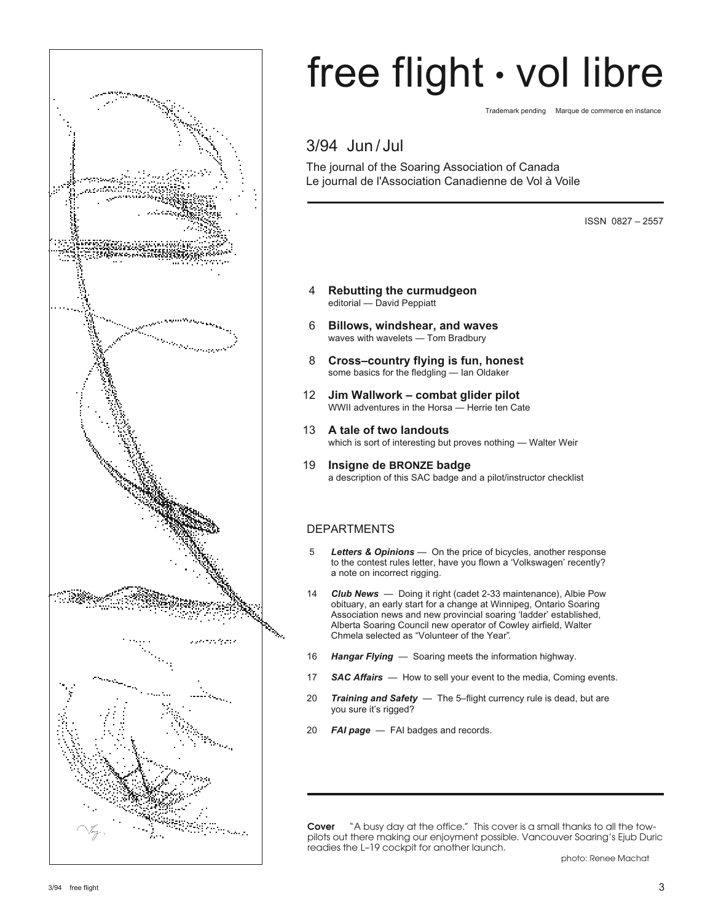# free flight · vol libre

Trademark pending Marque de commerce en instance

## 3/94 Jun / Jul

The journal of the Soaring Association of Canada
Le journal de l'Association Canadienne de Vol à Voile

ISSN 0827 – 2557

4 **Rebutting the curmudgeon**
editorial — David Peppiatt

6 **Billows, windshear, and waves**
waves with wavelets — Tom Bradbury

8 **Cross–country flying is fun, honest**
some basics for the fledgling — Ian Oldaker

12 **Jim Wallwork – combat glider pilot**
WWII adventures in the Horsa — Herrie ten Cate

13 **A tale of two landouts**
which is sort of interesting but proves nothing — Walter Weir

19 **Insigne de BRONZE badge**
a description of this SAC badge and a pilot/instructor checklist

### DEPARTMENTS

5 ***Letters & Opinions*** — On the price of bicycles, another response to the contest rules letter, have you flown a 'Volkswagen' recently? a note on incorrect rigging.

14 ***Club News*** — Doing it right (cadet 2-33 maintenance), Albie Pow obituary, an early start for a change at Winnipeg, Ontario Soaring Association news and new provincial soaring 'ladder' established, Alberta Soaring Council new operator of Cowley airfield, Walter Chmela selected as "Volunteer of the Year".

16 ***Hangar Flying*** — Soaring meets the information highway.

17 ***SAC Affairs*** — How to sell your event to the media, Coming events.

20 ***Training and Safety*** — The 5–flight currency rule is dead, but are you sure it's rigged?

20 ***FAI page*** — FAI badges and records.

**Cover** "A busy day at the office." This cover is a small thanks to all the tow-pilots out there making our enjoyment possible. Vancouver Soaring's Ejub Duric readies the L–19 cockpit for another launch.

photo: Renee Machat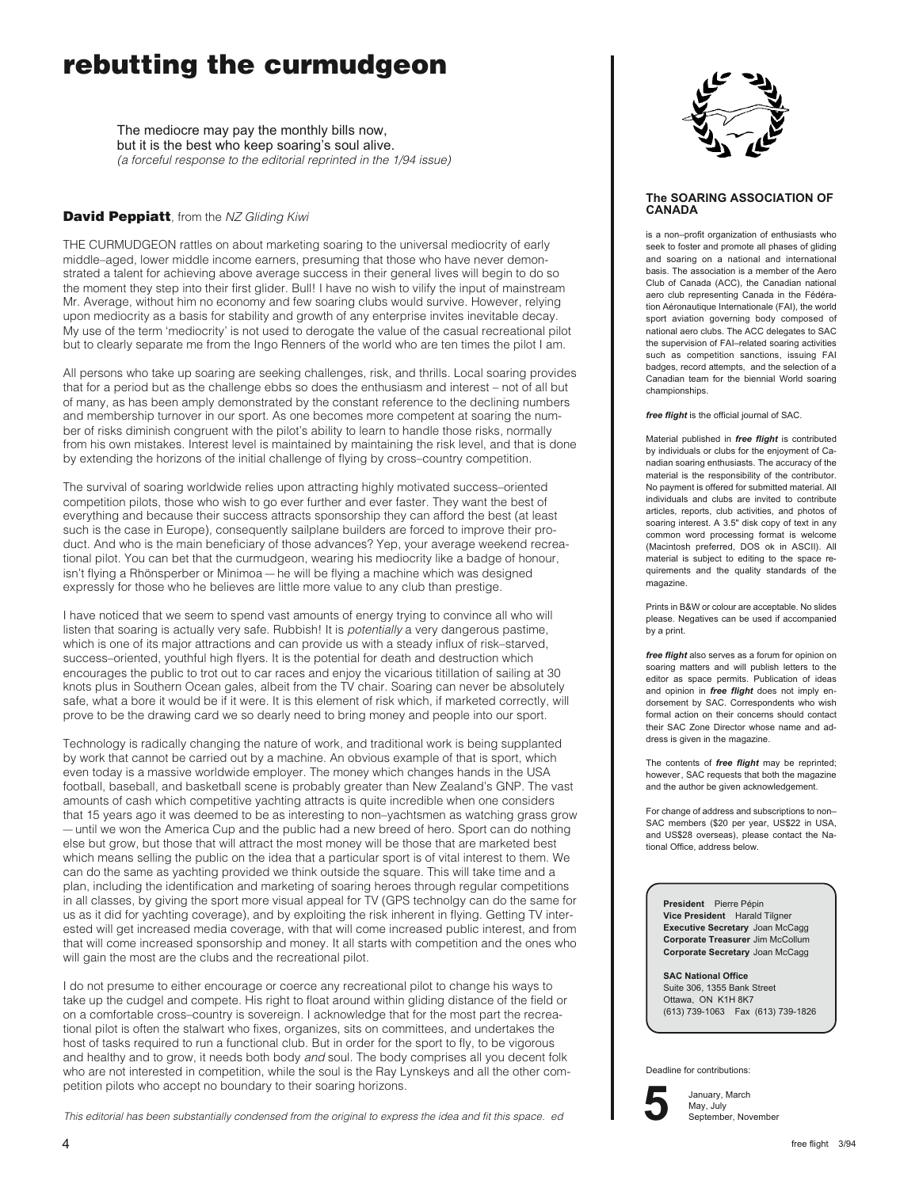# rebutting the curmudgeon

The mediocre may pay the monthly bills now,
but it is the best who keep soaring's soul alive.
*(a forceful response to the editorial reprinted in the 1/94 issue)*

**David Peppiatt**, from the *NZ Gliding Kiwi*

THE CURMUDGEON rattles on about marketing soaring to the universal mediocrity of early middle–aged, lower middle income earners, presuming that those who have never demonstrated a talent for achieving above average success in their general lives will begin to do so the moment they step into their first glider. Bull! I have no wish to vilify the input of mainstream Mr. Average, without him no economy and few soaring clubs would survive. However, relying upon mediocrity as a basis for stability and growth of any enterprise invites inevitable decay. My use of the term 'mediocrity' is not used to derogate the value of the casual recreational pilot but to clearly separate me from the Ingo Renners of the world who are ten times the pilot I am.

All persons who take up soaring are seeking challenges, risk, and thrills. Local soaring provides that for a period but as the challenge ebbs so does the enthusiasm and interest – not of all but of many, as has been amply demonstrated by the constant reference to the declining numbers and membership turnover in our sport. As one becomes more competent at soaring the number of risks diminish congruent with the pilot's ability to learn to handle those risks, normally from his own mistakes. Interest level is maintained by maintaining the risk level, and that is done by extending the horizons of the initial challenge of flying by cross–country competition.

The survival of soaring worldwide relies upon attracting highly motivated success–oriented competition pilots, those who wish to go ever further and ever faster. They want the best of everything and because their success attracts sponsorship they can afford the best (at least such is the case in Europe), consequently sailplane builders are forced to improve their product. And who is the main beneficiary of those advances? Yep, your average weekend recreational pilot. You can bet that the curmudgeon, wearing his mediocrity like a badge of honour, isn't flying a Rhönsperber or Minimoa — he will be flying a machine which was designed expressly for those who he believes are little more value to any club than prestige.

I have noticed that we seem to spend vast amounts of energy trying to convince all who will listen that soaring is actually very safe. Rubbish! It is *potentially* a very dangerous pastime, which is one of its major attractions and can provide us with a steady influx of risk–starved, success–oriented, youthful high flyers. It is the potential for death and destruction which encourages the public to trot out to car races and enjoy the vicarious titillation of sailing at 30 knots plus in Southern Ocean gales, albeit from the TV chair. Soaring can never be absolutely safe, what a bore it would be if it were. It is this element of risk which, if marketed correctly, will prove to be the drawing card we so dearly need to bring money and people into our sport.

Technology is radically changing the nature of work, and traditional work is being supplanted by work that cannot be carried out by a machine. An obvious example of that is sport, which even today is a massive worldwide employer. The money which changes hands in the USA football, baseball, and basketball scene is probably greater than New Zealand's GNP. The vast amounts of cash which competitive yachting attracts is quite incredible when one considers that 15 years ago it was deemed to be as interesting to non–yachtsmen as watching grass grow — until we won the America Cup and the public had a new breed of hero. Sport can do nothing else but grow, but those that will attract the most money will be those that are marketed best which means selling the public on the idea that a particular sport is of vital interest to them. We can do the same as yachting provided we think outside the square. This will take time and a plan, including the identification and marketing of soaring heroes through regular competitions in all classes, by giving the sport more visual appeal for TV (GPS technolgy can do the same for us as it did for yachting coverage), and by exploiting the risk inherent in flying. Getting TV interested will get increased media coverage, with that will come increased public interest, and from that will come increased sponsorship and money. It all starts with competition and the ones who will gain the most are the clubs and the recreational pilot.

I do not presume to either encourage or coerce any recreational pilot to change his ways to take up the cudgel and compete. His right to float around within gliding distance of the field or on a comfortable cross–country is sovereign. I acknowledge that for the most part the recreational pilot is often the stalwart who fixes, organizes, sits on committees, and undertakes the host of tasks required to run a functional club. But in order for the sport to fly, to be vigorous and healthy and to grow, it needs both body *and* soul. The body comprises all you decent folk who are not interested in competition, while the soul is the Ray Lynskeys and all the other competition pilots who accept no boundary to their soaring horizons.

*This editorial has been substantially condensed from the original to express the idea and fit this space. ed*

### The SOARING ASSOCIATION OF CANADA

is a non–profit organization of enthusiasts who seek to foster and promote all phases of gliding and soaring on a national and international basis. The association is a member of the Aero Club of Canada (ACC), the Canadian national aero club representing Canada in the Fédération Aéronautique Internationale (FAI), the world sport aviation governing body composed of national aero clubs. The ACC delegates to SAC the supervision of FAI–related soaring activities such as competition sanctions, issuing FAI badges, record attempts, and the selection of a Canadian team for the biennial World soaring championships.

***free flight*** is the official journal of SAC.

Material published in ***free flight*** is contributed by individuals or clubs for the enjoyment of Canadian soaring enthusiasts. The accuracy of the material is the responsibility of the contributor. No payment is offered for submitted material. All individuals and clubs are invited to contribute articles, reports, club activities, and photos of soaring interest. A 3.5" disk copy of text in any common word processing format is welcome (Macintosh preferred, DOS ok in ASCII). All material is subject to editing to the space requirements and the quality standards of the magazine.

Prints in B&W or colour are acceptable. No slides please. Negatives can be used if accompanied by a print.

***free flight*** also serves as a forum for opinion on soaring matters and will publish letters to the editor as space permits. Publication of ideas and opinion in ***free flight*** does not imply endorsement by SAC. Correspondents who wish formal action on their concerns should contact their SAC Zone Director whose name and address is given in the magazine.

The contents of ***free flight*** may be reprinted; however, SAC requests that both the magazine and the author be given acknowledgement.

For change of address and subscriptions to non–SAC members ($20 per year, US$22 in USA, and US$28 overseas), please contact the National Office, address below.

**President** Pierre Pépin
**Vice President** Harald Tilgner
**Executive Secretary** Joan McCagg
**Corporate Treasurer** Jim McCollum
**Corporate Secretary** Joan McCagg

**SAC National Office**
Suite 306, 1355 Bank Street
Ottawa, ON K1H 8K7
(613) 739-1063 Fax (613) 739-1826

Deadline for contributions:

**5** January, March
May, July
September, November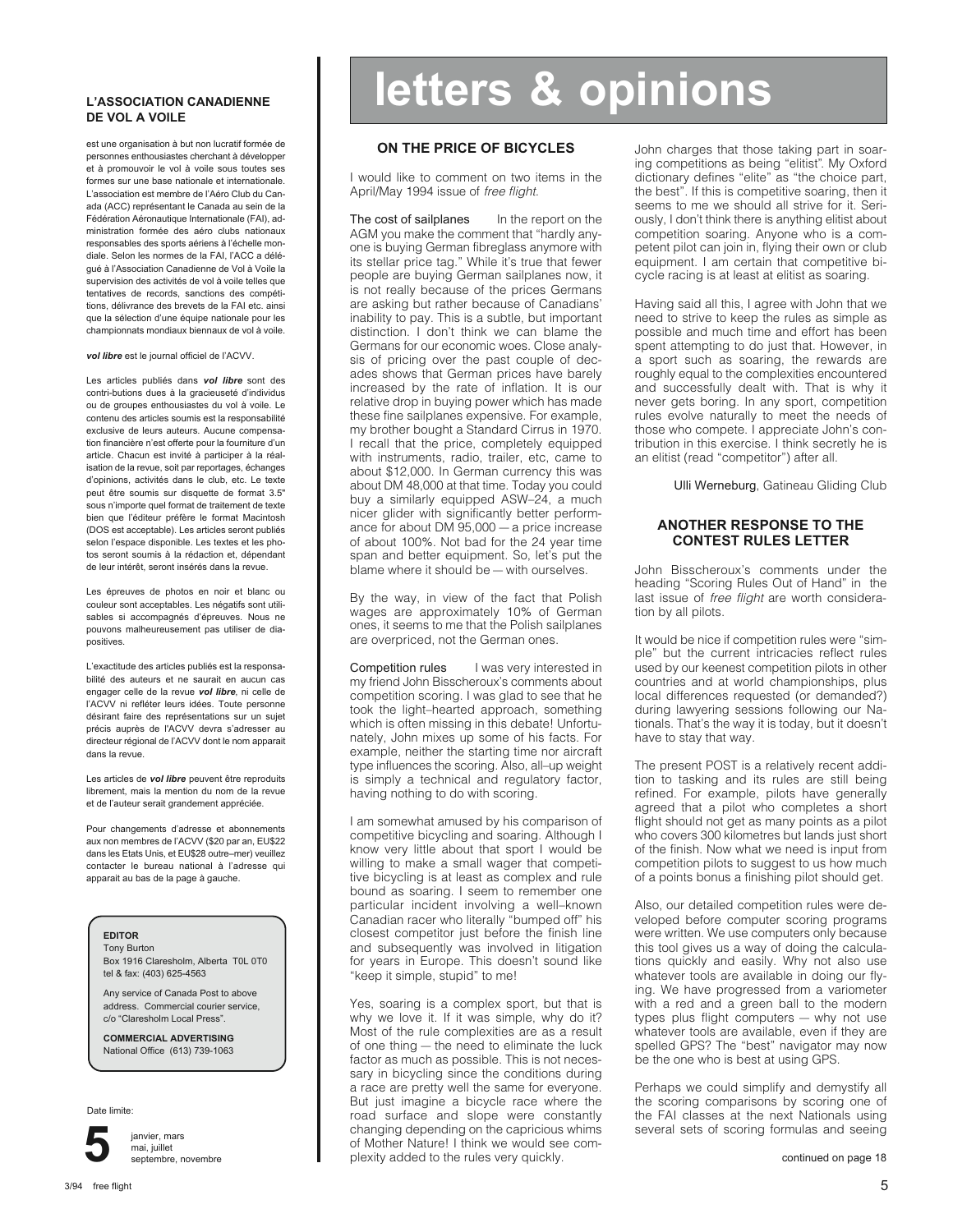## L'ASSOCIATION CANADIENNE DE VOL A VOILE

est une organisation à but non lucratif formée de personnes enthousiastes cherchant à développer et à promouvoir le vol à voile sous toutes ses formes sur une base nationale et internationale. L'association est membre de l'Aéro Club du Canada (ACC) représentant le Canada au sein de la Fédération Aéronautique Internationale (FAI), administration formée des aéro clubs nationaux responsables des sports aériens à l'échelle mondiale. Selon les normes de la FAI, l'ACC a délégué à l'Association Canadienne de Vol à Voile la supervision des activités de vol à voile telles que tentatives de records, sanctions des compétitions, délivrance des brevets de la FAI etc. ainsi que la sélection d'une équipe nationale pour les championnats mondiaux biennaux de vol à voile.

***vol libre*** est le journal officiel de l'ACVV.

Les articles publiés dans ***vol libre*** sont des contri-butions dues à la gracieuseté d'individus ou de groupes enthousiastes du vol à voile. Le contenu des articles soumis est la responsabilité exclusive de leurs auteurs. Aucune compensation financière n'est offerte pour la fourniture d'un article. Chacun est invité à participer à la réalisation de la revue, soit par reportages, échanges d'opinions, activités dans le club, etc. Le texte peut être soumis sur disquette de format 3.5" sous n'importe quel format de traitement de texte bien que l'éditeur préfère le format Macintosh (DOS est acceptable). Les articles seront publiés selon l'espace disponible. Les textes et les photos seront soumis à la rédaction et, dépendant de leur intérêt, seront insérés dans la revue.

Les épreuves de photos en noir et blanc ou couleur sont acceptables. Les négatifs sont utilisables si accompagnés d'épreuves. Nous ne pouvons malheureusement pas utiliser de diapositives.

L'exactitude des articles publiés est la responsabilité des auteurs et ne saurait en aucun cas engager celle de la revue ***vol libre***, ni celle de l'ACVV ni refléter leurs idées. Toute personne désirant faire des représentations sur un sujet précis auprès de l'ACVV devra s'adresser au directeur régional de l'ACVV dont le nom apparait dans la revue.

Les articles de ***vol libre*** peuvent être reproduits librement, mais la mention du nom de la revue et de l'auteur serait grandement appréciée.

Pour changements d'adresse et abonnements aux non membres de l'ACVV ($20 par an, EU$22 dans les Etats Unis, et EU$28 outre–mer) veuillez contacter le bureau national à l'adresse qui apparait au bas de la page à gauche.

**EDITOR**
Tony Burton
Box 1916 Claresholm, Alberta T0L 0T0
tel & fax: (403) 625-4563

Any service of Canada Post to above address. Commercial courier service, c/o "Claresholm Local Press".

**COMMERCIAL ADVERTISING**
National Office (613) 739-1063

Date limite:

**5** janvier, mars mai, juillet septembre, novembre

# letters & opinions

### ON THE PRICE OF BICYCLES

I would like to comment on two items in the April/May 1994 issue of *free flight*.

**The cost of sailplanes** In the report on the AGM you make the comment that "hardly anyone is buying German fibreglass anymore with its stellar price tag." While it's true that fewer people are buying German sailplanes now, it is not really because of the prices Germans are asking but rather because of Canadians' inability to pay. This is a subtle, but important distinction. I don't think we can blame the Germans for our economic woes. Close analysis of pricing over the past couple of decades shows that German prices have barely increased by the rate of inflation. It is our relative drop in buying power which has made these fine sailplanes expensive. For example, my brother bought a Standard Cirrus in 1970. I recall that the price, completely equipped with instruments, radio, trailer, etc, came to about $12,000. In German currency this was about DM 48,000 at that time. Today you could buy a similarly equipped ASW–24, a much nicer glider with significantly better performance for about DM 95,000 — a price increase of about 100%. Not bad for the 24 year time span and better equipment. So, let's put the blame where it should be — with ourselves.

By the way, in view of the fact that Polish wages are approximately 10% of German ones, it seems to me that the Polish sailplanes are overpriced, not the German ones.

**Competition rules** I was very interested in my friend John Bisscheroux's comments about competition scoring. I was glad to see that he took the light–hearted approach, something which is often missing in this debate! Unfortunately, John mixes up some of his facts. For example, neither the starting time nor aircraft type influences the scoring. Also, all–up weight is simply a technical and regulatory factor, having nothing to do with scoring.

I am somewhat amused by his comparison of competitive bicycling and soaring. Although I know very little about that sport I would be willing to make a small wager that competitive bicycling is at least as complex and rule bound as soaring. I seem to remember one particular incident involving a well–known Canadian racer who literally "bumped off" his closest competitor just before the finish line and subsequently was involved in litigation for years in Europe. This doesn't sound like "keep it simple, stupid" to me!

Yes, soaring is a complex sport, but that is why we love it. If it was simple, why do it? Most of the rule complexities are as a result of one thing — the need to eliminate the luck factor as much as possible. This is not necessary in bicycling since the conditions during a race are pretty well the same for everyone. But just imagine a bicycle race where the road surface and slope were constantly changing depending on the capricious whims of Mother Nature! I think we would see complexity added to the rules very quickly.

John charges that those taking part in soaring competitions as being "elitist". My Oxford dictionary defines "elite" as "the choice part, the best". If this is competitive soaring, then it seems to me we should all strive for it. Seriously, I don't think there is anything elitist about competition soaring. Anyone who is a competent pilot can join in, flying their own or club equipment. I am certain that competitive bicycle racing is at least at elitist as soaring.

Having said all this, I agree with John that we need to strive to keep the rules as simple as possible and much time and effort has been spent attempting to do just that. However, in a sport such as soaring, the rewards are roughly equal to the complexities encountered and successfully dealt with. That is why it never gets boring. In any sport, competition rules evolve naturally to meet the needs of those who compete. I appreciate John's contribution in this exercise. I think secretly he is an elitist (read "competitor") after all.

**Ulli Werneburg**, Gatineau Gliding Club

### ANOTHER RESPONSE TO THE CONTEST RULES LETTER

John Bisscheroux's comments under the heading "Scoring Rules Out of Hand" in the last issue of *free flight* are worth consideration by all pilots.

It would be nice if competition rules were "simple" but the current intricacies reflect rules used by our keenest competition pilots in other countries and at world championships, plus local differences requested (or demanded?) during lawyering sessions following our Nationals. That's the way it is today, but it doesn't have to stay that way.

The present POST is a relatively recent addition to tasking and its rules are still being refined. For example, pilots have generally agreed that a pilot who completes a short flight should not get as many points as a pilot who covers 300 kilometres but lands just short of the finish. Now what we need is input from competition pilots to suggest to us how much of a points bonus a finishing pilot should get.

Also, our detailed competition rules were developed before computer scoring programs were written. We use computers only because this tool gives us a way of doing the calculations quickly and easily. Why not also use whatever tools are available in doing our flying. We have progressed from a variometer with a red and a green ball to the modern types plus flight computers — why not use whatever tools are available, even if they are spelled GPS? The "best" navigator may now be the one who is best at using GPS.

Perhaps we could simplify and demystify all the scoring comparisons by scoring one of the FAI classes at the next Nationals using several sets of scoring formulas and seeing

continued on page 18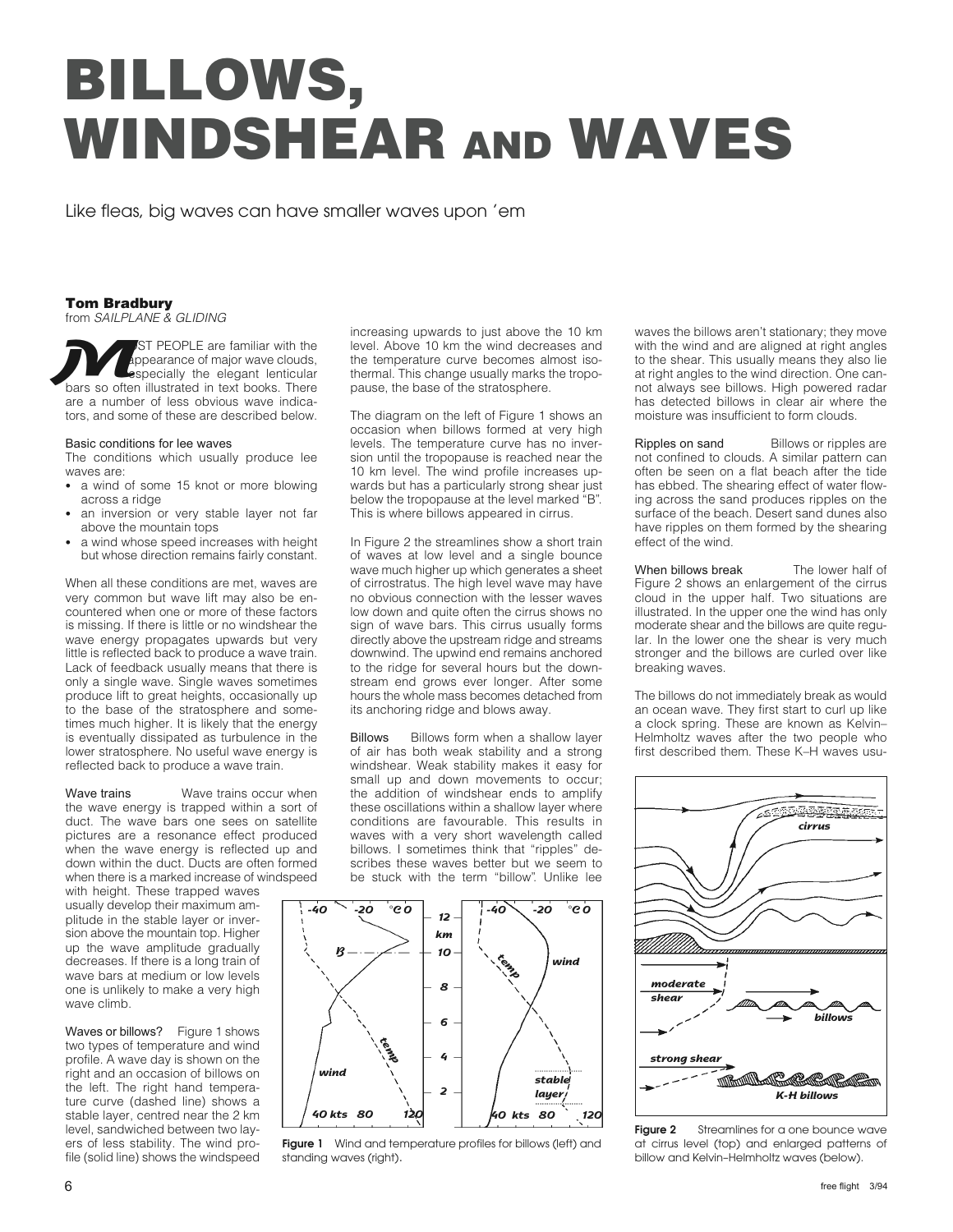# BILLOWS, WINDSHEAR AND WAVES

Like fleas, big waves can have smaller waves upon 'em

**Tom Bradbury**
from *SAILPLANE & GLIDING*

MOST PEOPLE are familiar with the appearance of major wave clouds, especially the elegant lenticular bars so often illustrated in text books. There are a number of less obvious wave indicators, and some of these are described below.

### Basic conditions for lee waves

The conditions which usually produce lee waves are:

- a wind of some 15 knot or more blowing across a ridge
- an inversion or very stable layer not far above the mountain tops
- a wind whose speed increases with height but whose direction remains fairly constant.

When all these conditions are met, waves are very common but wave lift may also be encountered when one or more of these factors is missing. If there is little or no windshear the wave energy propagates upwards but very little is reflected back to produce a wave train. Lack of feedback usually means that there is only a single wave. Single waves sometimes produce lift to great heights, occasionally up to the base of the stratosphere and sometimes much higher. It is likely that the energy is eventually dissipated as turbulence in the lower stratosphere. No useful wave energy is reflected back to produce a wave train.

**Wave trains** Wave trains occur when the wave energy is trapped within a sort of duct. The wave bars one sees on satellite pictures are a resonance effect produced when the wave energy is reflected up and down within the duct. Ducts are often formed when there is a marked increase of windspeed with height. These trapped waves usually develop their maximum amplitude in the stable layer or inversion above the mountain top. Higher up the wave amplitude gradually decreases. If there is a long train of wave bars at medium or low levels one is unlikely to make a very high wave climb.

**Waves or billows?** Figure 1 shows two types of temperature and wind profile. A wave day is shown on the right and an occasion of billows on the left. The right hand temperature curve (dashed line) shows a stable layer, centred near the 2 km level, sandwiched between two layers of less stability. The wind profile (solid line) shows the windspeed increasing upwards to just above the 10 km level. Above 10 km the wind decreases and the temperature curve becomes almost isothermal. This change usually marks the tropopause, the base of the stratosphere.

The diagram on the left of Figure 1 shows an occasion when billows formed at very high levels. The temperature curve has no inversion until the tropopause is reached near the 10 km level. The wind profile increases upwards but has a particularly strong shear just below the tropopause at the level marked "B". This is where billows appeared in cirrus.

In Figure 2 the streamlines show a short train of waves at low level and a single bounce wave much higher up which generates a sheet of cirrostratus. The high level wave may have no obvious connection with the lesser waves low down and quite often the cirrus shows no sign of wave bars. This cirrus usually forms directly above the upstream ridge and streams downwind. The upwind end remains anchored to the ridge for several hours but the downstream end grows ever longer. After some hours the whole mass becomes detached from its anchoring ridge and blows away.

**Billows** Billows form when a shallow layer of air has both weak stability and a strong windshear. Weak stability makes it easy for small up and down movements to occur; the addition of windshear ends to amplify these oscillations within a shallow layer where conditions are favourable. This results in waves with a very short wavelength called billows. I sometimes think that "ripples" describes these waves better but we seem to be stuck with the term "billow". Unlike lee waves the billows aren't stationary; they move with the wind and are aligned at right angles to the shear. This usually means they also lie at right angles to the wind direction. One cannot always see billows. High powered radar has detected billows in clear air where the moisture was insufficient to form clouds.

**Ripples on sand** Billows or ripples are not confined to clouds. A similar pattern can often be seen on a flat beach after the tide has ebbed. The shearing effect of water flowing across the sand produces ripples on the surface of the beach. Desert sand dunes also have ripples on them formed by the shearing effect of the wind.

**When billows break** The lower half of Figure 2 shows an enlargement of the cirrus cloud in the upper half. Two situations are illustrated. In the upper one the wind has only moderate shear and the billows are quite regular. In the lower one the shear is very much stronger and the billows are curled over like breaking waves.

The billows do not immediately break as would an ocean wave. They first start to curl up like a clock spring. These are known as Kelvin–Helmholtz waves after the two people who first described them. These K–H waves usu-

**Figure 1** Wind and temperature profiles for billows (left) and standing waves (right).

**Figure 2** Streamlines for a one bounce wave at cirrus level (top) and enlarged patterns of billow and Kelvin–Helmholtz waves (below).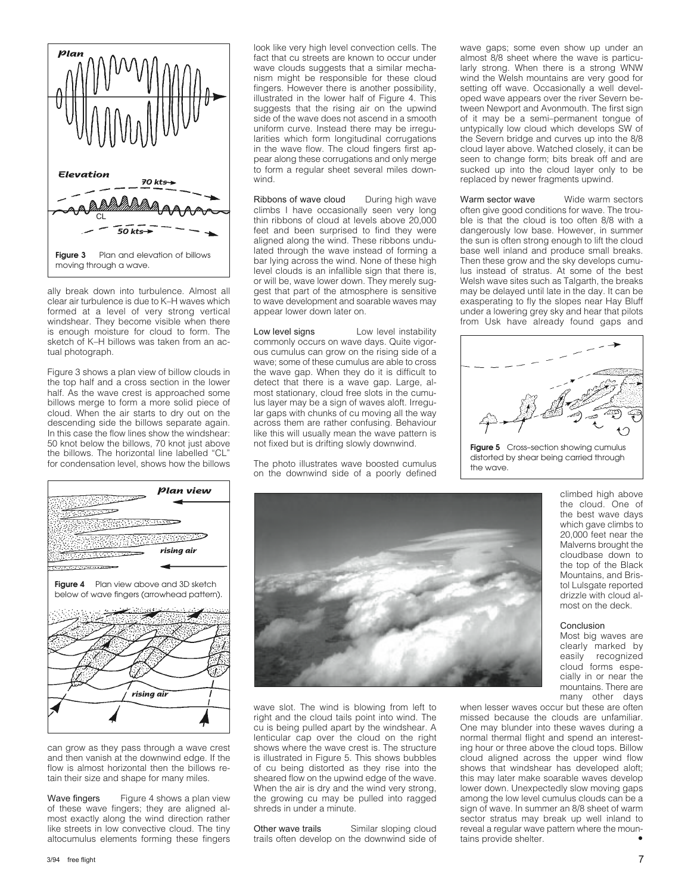ally break down into turbulence. Almost all clear air turbulence is due to K–H waves which formed at a level of very strong vertical windshear. They become visible when there is enough moisture for cloud to form. The sketch of K–H billows was taken from an actual photograph.

Figure 3 shows a plan view of billow clouds in the top half and a cross section in the lower half. As the wave crest is approached some billows merge to form a more solid piece of cloud. When the air starts to dry out on the descending side the billows separate again. In this case the flow lines show the windshear: 50 knot below the billows, 70 knot just above the billows. The horizontal line labelled "CL" for condensation level, shows how the billows can grow as they pass through a wave crest and then vanish at the downwind edge. If the flow is almost horizontal then the billows retain their size and shape for many miles.

**Figure 3** Plan and elevation of billows moving through a wave.

**Wave fingers** Figure 4 shows a plan view of these wave fingers; they are aligned almost exactly along the wind direction rather like streets in low convective cloud. The tiny altocumulus elements forming these fingers look like very high level convection cells. The fact that cu streets are known to occur under wave clouds suggests that a similar mechanism might be responsible for these cloud fingers. However there is another possibility, illustrated in the lower half of Figure 4. This suggests that the rising air on the upwind side of the wave does not ascend in a smooth uniform curve. Instead there may be irregularities which form longitudinal corrugations in the wave flow. The cloud fingers first appear along these corrugations and only merge to form a regular sheet several miles downwind.

**Figure 4** Plan view above and 3D sketch below of wave fingers (arrowhead pattern).

**Ribbons of wave cloud** During high wave climbs I have occasionally seen very long thin ribbons of cloud at levels above 20,000 feet and been surprised to find they were aligned along the wind. These ribbons undulated through the wave instead of forming a bar lying across the wind. None of these high level clouds is an infallible sign that there is, or will be, wave lower down. They merely suggest that part of the atmosphere is sensitive to wave development and soarable waves may appear lower down later on.

**Low level signs** Low level instability commonly occurs on wave days. Quite vigorous cumulus can grow on the rising side of a wave; some of these cumulus are able to cross the wave gap. When they do it is difficult to detect that there is a wave gap. Large, almost stationary, cloud free slots in the cumulus layer may be a sign of waves aloft. Irregular gaps with chunks of cu moving all the way across them are rather confusing. Behaviour like this will usually mean the wave pattern is not fixed but is drifting slowly downwind.

The photo illustrates wave boosted cumulus on the downwind side of a poorly defined wave slot. The wind is blowing from left to right and the cloud tails point into wind. The cu is being pulled apart by the windshear. A lenticular cap over the cloud on the right shows where the wave crest is. The structure is illustrated in Figure 5. This shows bubbles of cu being distorted as they rise into the sheared flow on the upwind edge of the wave. When the air is dry and the wind very strong, the growing cu may be pulled into ragged shreds in under a minute.

**Other wave trails** Similar sloping cloud trails often develop on the downwind side of wave gaps; some even show up under an almost 8/8 sheet where the wave is particularly strong. When there is a strong WNW wind the Welsh mountains are very good for setting off wave. Occasionally a well developed wave appears over the river Severn between Newport and Avonmouth. The first sign of it may be a semi–permanent tongue of untypically low cloud which develops SW of the Severn bridge and curves up into the 8/8 cloud layer above. Watched closely, it can be seen to change form; bits break off and are sucked up into the cloud layer only to be replaced by newer fragments upwind.

**Warm sector wave** Wide warm sectors often give good conditions for wave. The trouble is that the cloud is too often 8/8 with a dangerously low base. However, in summer the sun is often strong enough to lift the cloud base well inland and produce small breaks. Then these grow and the sky develops cumulus instead of stratus. At some of the best Welsh wave sites such as Talgarth, the breaks may be delayed until late in the day. It can be exasperating to fly the slopes near Hay Bluff under a lowering grey sky and hear that pilots from Usk have already found gaps and climbed high above the cloud. One of the best wave days which gave climbs to 20,000 feet near the Malverns brought the cloudbase down to the top of the Black Mountains, and Bristol Lulsgate reported drizzle with cloud almost on the deck.

**Figure 5** Cross–section showing cumulus distorted by shear being carried through the wave.

## Conclusion

Most big waves are clearly marked by easily recognized cloud forms especially in or near the mountains. There are many other days when lesser waves occur but these are often missed because the clouds are unfamiliar. One may blunder into these waves during a normal thermal flight and spend an interesting hour or three above the cloud tops. Billow cloud aligned across the upper wind flow shows that windshear has developed aloft; this may later make soarable waves develop lower down. Unexpectedly slow moving gaps among the low level cumulus clouds can be a sign of wave. In summer an 8/8 sheet of warm sector stratus may break up well inland to reveal a regular wave pattern where the mountains provide shelter. •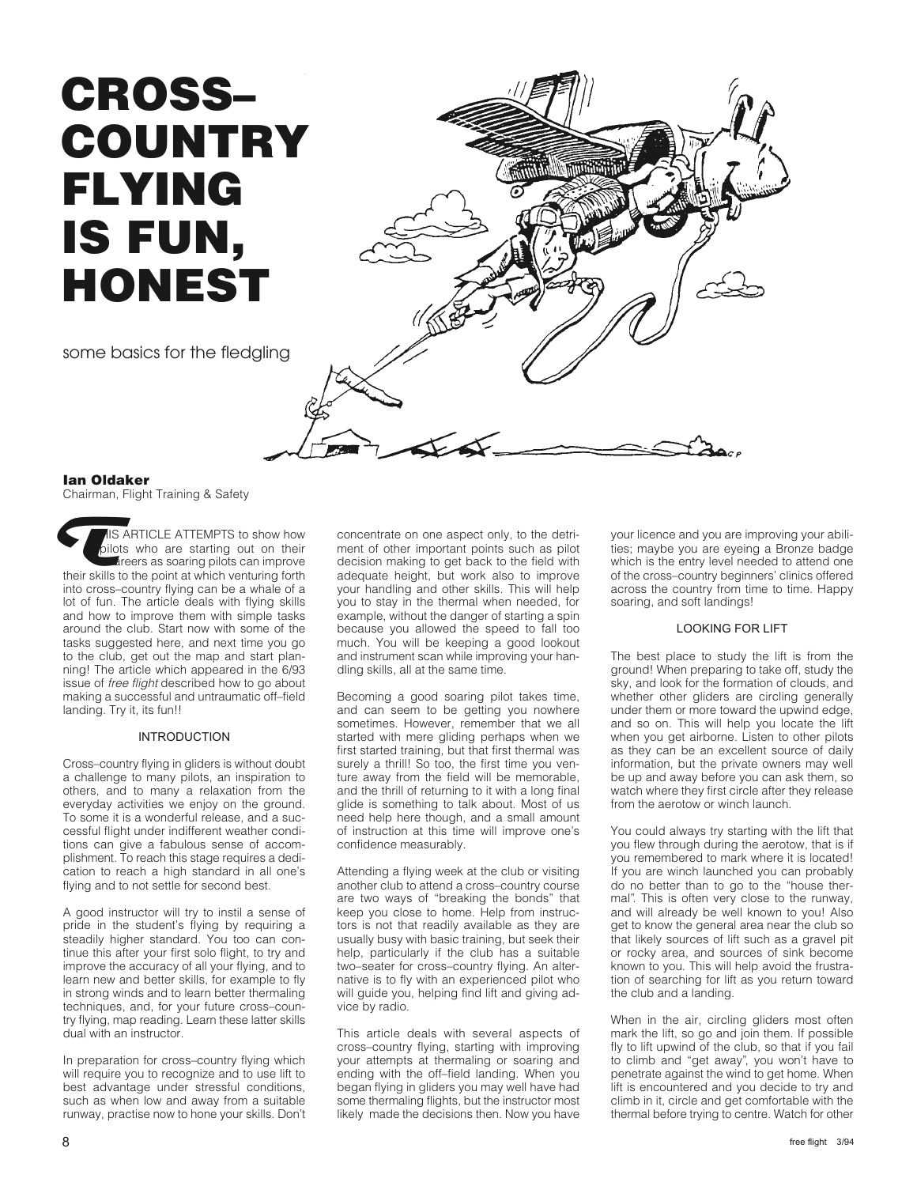# CROSS–COUNTRY FLYING IS FUN, HONEST

some basics for the fledgling

**Ian Oldaker**
Chairman, Flight Training & Safety

THIS ARTICLE ATTEMPTS to show how pilots who are starting out on their careers as soaring pilots can improve their skills to the point at which venturing forth into cross–country flying can be a whale of a lot of fun. The article deals with flying skills and how to improve them with simple tasks around the club. Start now with some of the tasks suggested here, and next time you go to the club, get out the map and start planning! The article which appeared in the 6/93 issue of *free flight* described how to go about making a successful and untraumatic off–field landing. Try it, its fun!!

## INTRODUCTION

Cross–country flying in gliders is without doubt a challenge to many pilots, an inspiration to others, and to many a relaxation from the everyday activities we enjoy on the ground. To some it is a wonderful release, and a successful flight under indifferent weather conditions can give a fabulous sense of accomplishment. To reach this stage requires a dedication to reach a high standard in all one's flying and to not settle for second best.

A good instructor will try to instil a sense of pride in the student's flying by requiring a steadily higher standard. You too can continue this after your first solo flight, to try and improve the accuracy of all your flying, and to learn new and better skills, for example to fly in strong winds and to learn better thermaling techniques, and, for your future cross–country flying, map reading. Learn these latter skills dual with an instructor.

In preparation for cross–country flying which will require you to recognize and to use lift to best advantage under stressful conditions, such as when low and away from a suitable runway, practise now to hone your skills. Don't concentrate on one aspect only, to the detriment of other important points such as pilot decision making to get back to the field with adequate height, but work also to improve your handling and other skills. This will help you to stay in the thermal when needed, for example, without the danger of starting a spin because you allowed the speed to fall too much. You will be keeping a good lookout and instrument scan while improving your handling skills, all at the same time.

Becoming a good soaring pilot takes time, and can seem to be getting you nowhere sometimes. However, remember that we all started with mere gliding perhaps when we first started training, but that first thermal was surely a thrill! So too, the first time you venture away from the field will be memorable, and the thrill of returning to it with a long final glide is something to talk about. Most of us need help here though, and a small amount of instruction at this time will improve one's confidence measurably.

Attending a flying week at the club or visiting another club to attend a cross–country course are two ways of "breaking the bonds" that keep you close to home. Help from instructors is not that readily available as they are usually busy with basic training, but seek their help, particularly if the club has a suitable two–seater for cross–country flying. An alternative is to fly with an experienced pilot who will guide you, helping find lift and giving advice by radio.

This article deals with several aspects of cross–country flying, starting with improving your attempts at thermaling or soaring and ending with the off–field landing. When you began flying in gliders you may well have had some thermaling flights, but the instructor most likely made the decisions then. Now you have your licence and you are improving your abilities; maybe you are eyeing a Bronze badge which is the entry level needed to attend one of the cross–country beginners' clinics offered across the country from time to time. Happy soaring, and soft landings!

## LOOKING FOR LIFT

The best place to study the lift is from the ground! When preparing to take off, study the sky, and look for the formation of clouds, and whether other gliders are circling generally under them or more toward the upwind edge, and so on. This will help you locate the lift when you get airborne. Listen to other pilots as they can be an excellent source of daily information, but the private owners may well be up and away before you can ask them, so watch where they first circle after they release from the aerotow or winch launch.

You could always try starting with the lift that you flew through during the aerotow, that is if you remembered to mark where it is located! If you are winch launched you can probably do no better than to go to the "house thermal". This is often very close to the runway, and will already be well known to you! Also get to know the general area near the club so that likely sources of lift such as a gravel pit or rocky area, and sources of sink become known to you. This will help avoid the frustration of searching for lift as you return toward the club and a landing.

When in the air, circling gliders most often mark the lift, so go and join them. If possible fly to lift upwind of the club, so that if you fail to climb and "get away", you won't have to penetrate against the wind to get home. When lift is encountered and you decide to try and climb in it, circle and get comfortable with the thermal before trying to centre. Watch for other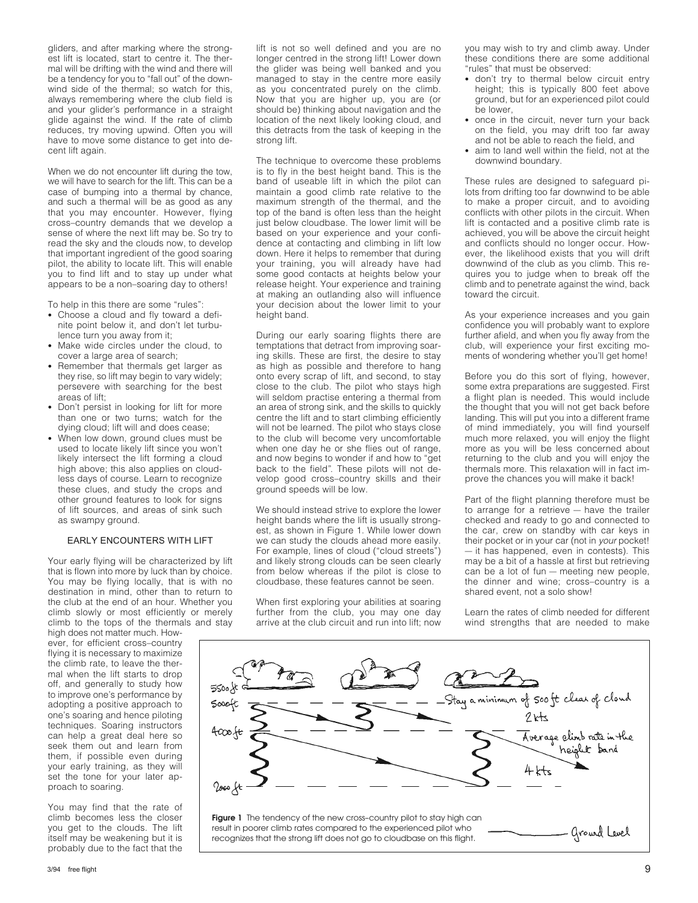gliders, and after marking where the strongest lift is located, start to centre it. The thermal will be drifting with the wind and there will be a tendency for you to "fall out" of the downwind side of the thermal; so watch for this, always remembering where the club field is and your glider's performance in a straight glide against the wind. If the rate of climb reduces, try moving upwind. Often you will have to move some distance to get into decent lift again.

When we do not encounter lift during the tow, we will have to search for the lift. This can be a case of bumping into a thermal by chance, and such a thermal will be as good as any that you may encounter. However, flying cross–country demands that we develop a sense of where the next lift may be. So try to read the sky and the clouds now, to develop that important ingredient of the good soaring pilot, the ability to locate lift. This will enable you to find lift and to stay up under what appears to be a non–soaring day to others!

To help in this there are some "rules":

- Choose a cloud and fly toward a definite point below it, and don't let turbulence turn you away from it;
- Make wide circles under the cloud, to cover a large area of search;
- Remember that thermals get larger as they rise, so lift may begin to vary widely; persevere with searching for the best areas of lift;
- Don't persist in looking for lift for more than one or two turns; watch for the dying cloud; lift will and does cease;
- When low down, ground clues must be used to locate likely lift since you won't likely intersect the lift forming a cloud high above; this also applies on cloudless days of course. Learn to recognize these clues, and study the crops and other ground features to look for signs of lift sources, and areas of sink such as swampy ground.

## EARLY ENCOUNTERS WITH LIFT

Your early flying will be characterized by lift that is flown into more by luck than by choice. You may be flying locally, that is with no destination in mind, other than to return to the club at the end of an hour. Whether you climb slowly or most efficiently or merely climb to the tops of the thermals and stay high does not matter much. However, for efficient cross–country flying it is necessary to maximize the climb rate, to leave the thermal when the lift starts to drop off, and generally to study how to improve one's performance by adopting a positive approach to one's soaring and hence piloting techniques. Soaring instructors can help a great deal here so seek them out and learn from them, if possible even during your early training, as they will set the tone for your later approach to soaring.

You may find that the rate of climb becomes less the closer you get to the clouds. The lift itself may be weakening but it is probably due to the fact that the lift is not so well defined and you are no longer centred in the strong lift! Lower down the glider was being well banked and you managed to stay in the centre more easily as you concentrated purely on the climb. Now that you are higher up, you are (or should be) thinking about navigation and the location of the next likely looking cloud, and this detracts from the task of keeping in the strong lift.

The technique to overcome these problems is to fly in the best height band. This is the band of useable lift in which the pilot can maintain a good climb rate relative to the maximum strength of the thermal, and the top of the band is often less than the height just below cloudbase. The lower limit will be based on your experience and your confidence at contacting and climbing in lift low down. Here it helps to remember that during your training, you will already have had some good contacts at heights below your release height. Your experience and training at making an outlanding also will influence your decision about the lower limit to your height band.

During our early soaring flights there are temptations that detract from improving soaring skills. These are first, the desire to stay as high as possible and therefore to hang onto every scrap of lift, and second, to stay close to the club. The pilot who stays high will seldom practise entering a thermal from an area of strong sink, and the skills to quickly centre the lift and to start climbing efficiently will not be learned. The pilot who stays close to the club will become very uncomfortable when one day he or she flies out of range, and now begins to wonder if and how to "get back to the field". These pilots will not develop good cross–country skills and their ground speeds will be low.

We should instead strive to explore the lower height bands where the lift is usually strongest, as shown in Figure 1. While lower down we can study the clouds ahead more easily. For example, lines of cloud ("cloud streets") and likely strong clouds can be seen clearly from below whereas if the pilot is close to cloudbase, these features cannot be seen.

When first exploring your abilities at soaring further from the club, you may one day arrive at the club circuit and run into lift; now you may wish to try and climb away. Under these conditions there are some additional "rules" that must be observed:

- don't try to thermal below circuit entry height; this is typically 800 feet above ground, but for an experienced pilot could be lower,
- once in the circuit, never turn your back on the field, you may drift too far away and not be able to reach the field, and
- aim to land well within the field, not at the downwind boundary.

These rules are designed to safeguard pilots from drifting too far downwind to be able to make a proper circuit, and to avoiding conflicts with other pilots in the circuit. When lift is contacted and a positive climb rate is achieved, you will be above the circuit height and conflicts should no longer occur. However, the likelihood exists that you will drift downwind of the club as you climb. This requires you to judge when to break off the climb and to penetrate against the wind, back toward the circuit.

As your experience increases and you gain confidence you will probably want to explore further afield, and when you fly away from the club, will experience your first exciting moments of wondering whether you'll get home!

Before you do this sort of flying, however, some extra preparations are suggested. First a flight plan is needed. This would include the thought that you will not get back before landing. This will put you into a different frame of mind immediately, you will find yourself much more relaxed, you will enjoy the flight more as you will be less concerned about returning to the club and you will enjoy the thermals more. This relaxation will in fact improve the chances you will make it back!

Part of the flight planning therefore must be to arrange for a retrieve — have the trailer checked and ready to go and connected to the car, crew on standby with car keys in their pocket or in your car (not in *your* pocket! — it has happened, even in contests). This may be a bit of a hassle at first but retrieving can be a lot of fun — meeting new people, the dinner and wine; cross–country is a shared event, not a solo show!

Learn the rates of climb needed for different wind strengths that are needed to make

5500 ft — 5000 ft — Stay a minimum of 500 ft clear of cloud — 2 kts — 4000 ft — Average climb rate in the height band — 4 kts — 2000 ft — Ground Level

**Figure 1** The tendency of the new cross–country pilot to stay high can result in poorer climb rates compared to the experienced pilot who recognizes that the strong lift does not go to cloudbase on this flight.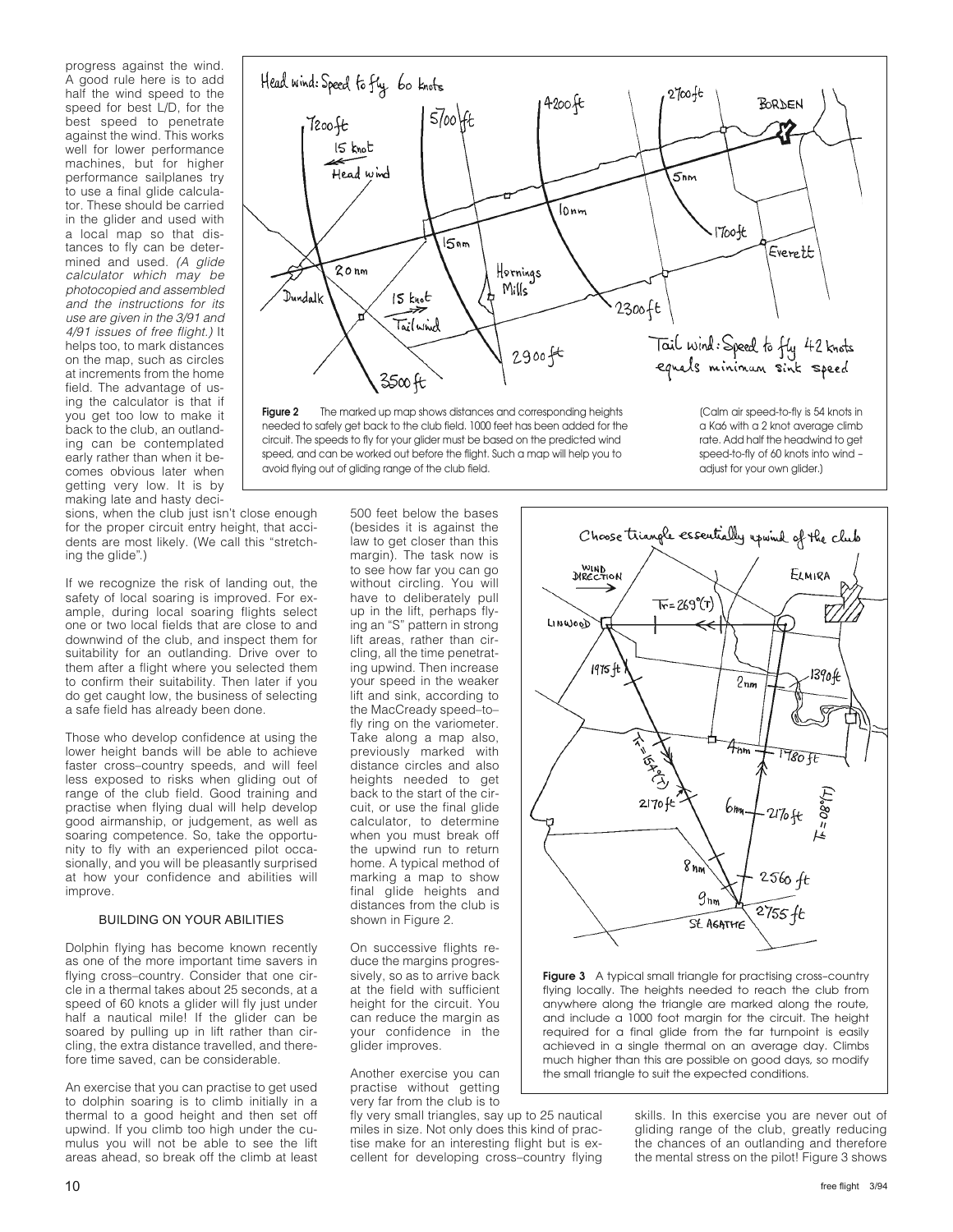progress against the wind. A good rule here is to add half the wind speed to the speed for best L/D, for the best speed to penetrate against the wind. This works well for lower performance machines, but for higher performance sailplanes try to use a final glide calculator. These should be carried in the glider and used with a local map so that distances to fly can be determined and used. *(A glide calculator which may be photocopied and assembled and the instructions for its use are given in the 3/91 and 4/91 issues of free flight.)* It helps too, to mark distances on the map, such as circles at increments from the home field. The advantage of using the calculator is that if you get too low to make it back to the club, an outlanding can be contemplated early rather than when it becomes obvious later when getting very low. It is by making late and hasty decisions, when the club just isn't close enough for the proper circuit entry height, that accidents are most likely. (We call this "stretching the glide".)

**Figure 2** The marked up map shows distances and corresponding heights needed to safely get back to the club field. 1000 feet has been added for the circuit. The speeds to fly for your glider must be based on the predicted wind speed, and can be worked out before the flight. Such a map will help you to avoid flying out of gliding range of the club field. (Calm air speed-to-fly is 54 knots in a Ka6 with a 2 knot average climb rate. Add half the headwind to get speed-to-fly of 60 knots into wind – adjust for your own glider.)

If we recognize the risk of landing out, the safety of local soaring is improved. For example, during local soaring flights select one or two local fields that are close to and downwind of the club, and inspect them for suitability for an outlanding. Drive over to them after a flight where you selected them to confirm their suitability. Then later if you do get caught low, the business of selecting a safe field has already been done.

Those who develop confidence at using the lower height bands will be able to achieve faster cross–country speeds, and will feel less exposed to risks when gliding out of range of the club field. Good training and practise when flying dual will help develop good airmanship, or judgement, as well as soaring competence. So, take the opportunity to fly with an experienced pilot occasionally, and you will be pleasantly surprised at how your confidence and abilities will improve.

## BUILDING ON YOUR ABILITIES

Dolphin flying has become known recently as one of the more important time savers in flying cross–country. Consider that one circle in a thermal takes about 25 seconds, at a speed of 60 knots a glider will fly just under half a nautical mile! If the glider can be soared by pulling up in lift rather than circling, the extra distance travelled, and therefore time saved, can be considerable.

An exercise that you can practise to get used to dolphin soaring is to climb initially in a thermal to a good height and then set off upwind. If you climb too high under the cumulus you will not be able to see the lift areas ahead, so break off the climb at least 500 feet below the bases (besides it is against the law to get closer than this margin). The task now is to see how far you can go without circling. You will have to deliberately pull up in the lift, perhaps flying an "S" pattern in strong lift areas, rather than circling, all the time penetrating upwind. Then increase your speed in the weaker lift and sink, according to the MacCready speed–to–fly ring on the variometer. Take along a map also, previously marked with distance circles and also heights needed to get back to the start of the circuit, or use the final glide calculator, to determine when you must break off the upwind run to return home. A typical method of marking a map to show final glide heights and distances from the club is shown in Figure 2.

On successive flights reduce the margins progressively, so as to arrive back at the field with sufficient height for the circuit. You can reduce the margin as your confidence in the glider improves.

Another exercise you can practise without getting very far from the club is to fly very small triangles, say up to 25 nautical miles in size. Not only does this kind of practise make for an interesting flight but is excellent for developing cross–country flying skills. In this exercise you are never out of gliding range of the club, greatly reducing the chances of an outlanding and therefore the mental stress on the pilot! Figure 3 shows

**Figure 3** A typical small triangle for practising cross–country flying locally. The heights needed to reach the club from anywhere along the triangle are marked along the route, and include a 1000 foot margin for the circuit. The height required for a final glide from the far turnpoint is easily achieved in a single thermal on an average day. Climbs much higher than this are possible on good days, so modify the small triangle to suit the expected conditions.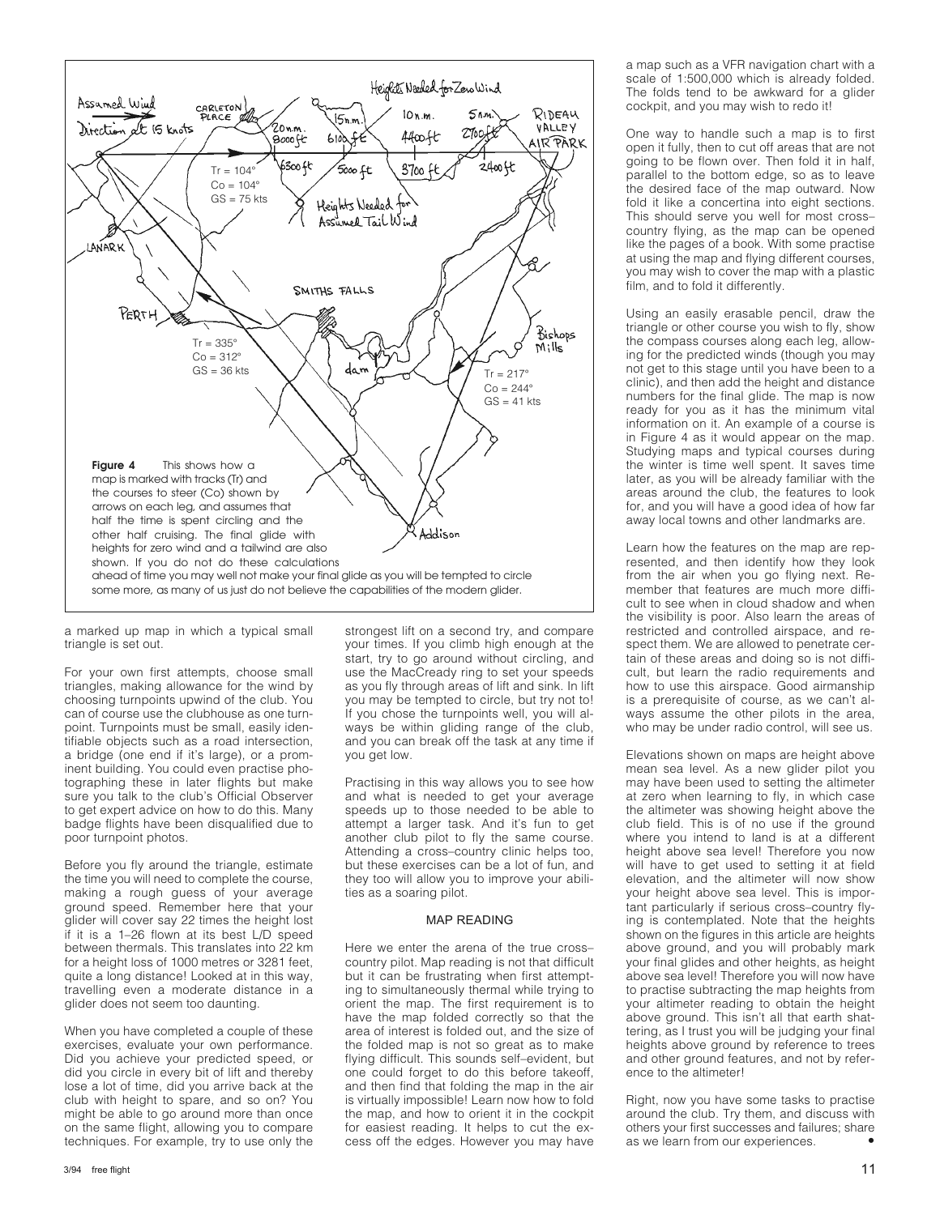Figure 4 This shows how a map is marked with tracks (Tr) and the courses to steer (Co) shown by arrows on each leg, and assumes that half the time is spent circling and the other half cruising. The final glide with heights for zero wind and a tailwind are also shown. If you do not do these calculations ahead of time you may well not make your final glide as you will be tempted to circle some more, as many of us just do not believe the capabilities of the modern glider.

a marked up map in which a typical small triangle is set out.

For your own first attempts, choose small triangles, making allowance for the wind by choosing turnpoints upwind of the club. You can of course use the clubhouse as one turnpoint. Turnpoints must be small, easily identifiable objects such as a road intersection, a bridge (one end if it's large), or a prominent building. You could even practise photographing these in later flights but make sure you talk to the club's Official Observer to get expert advice on how to do this. Many badge flights have been disqualified due to poor turnpoint photos.

Before you fly around the triangle, estimate the time you will need to complete the course, making a rough guess of your average ground speed. Remember here that your glider will cover say 22 times the height lost if it is a 1–26 flown at its best L/D speed between thermals. This translates into 22 km for a height loss of 1000 metres or 3281 feet, quite a long distance! Looked at in this way, travelling even a moderate distance in a glider does not seem too daunting.

When you have completed a couple of these exercises, evaluate your own performance. Did you achieve your predicted speed, or did you circle in every bit of lift and thereby lose a lot of time, did you arrive back at the club with height to spare, and so on? You might be able to go around more than once on the same flight, allowing you to compare techniques. For example, try to use only the strongest lift on a second try, and compare your times. If you climb high enough at the start, try to go around without circling, and use the MacCready ring to set your speeds as you fly through areas of lift and sink. In lift you may be tempted to circle, but try not to! If you chose the turnpoints well, you will always be within gliding range of the club, and you can break off the task at any time if you get low.

Practising in this way allows you to see how and what is needed to get your average speeds up to those needed to be able to attempt a larger task. And it's fun to get another club pilot to fly the same course. Attending a cross–country clinic helps too, but these exercises can be a lot of fun, and they too will allow you to improve your abilities as a soaring pilot.

## MAP READING

Here we enter the arena of the true cross–country pilot. Map reading is not that difficult but it can be frustrating when first attempting to simultaneously thermal while trying to orient the map. The first requirement is to have the map folded correctly so that the area of interest is folded out, and the size of the folded map is not so great as to make flying difficult. This sounds self–evident, but one could forget to do this before takeoff, and then find that folding the map in the air is virtually impossible! Learn now how to fold the map, and how to orient it in the cockpit for easiest reading. It helps to cut the excess off the edges. However you may have a map such as a VFR navigation chart with a scale of 1:500,000 which is already folded. The folds tend to be awkward for a glider cockpit, and you may wish to redo it!

One way to handle such a map is to first open it fully, then to cut off areas that are not going to be flown over. Then fold it in half, parallel to the bottom edge, so as to leave the desired face of the map outward. Now fold it like a concertina into eight sections. This should serve you well for most cross–country flying, as the map can be opened like the pages of a book. With some practise at using the map and flying different courses, you may wish to cover the map with a plastic film, and to fold it differently.

Using an easily erasable pencil, draw the triangle or other course you wish to fly, show the compass courses along each leg, allowing for the predicted winds (though you may not get to this stage until you have been to a clinic), and then add the height and distance numbers for the final glide. The map is now ready for you as it has the minimum vital information on it. An example of a course is in Figure 4 as it would appear on the map. Studying maps and typical courses during the winter is time well spent. It saves time later, as you will be already familiar with the areas around the club, the features to look for, and you will have a good idea of how far away local towns and other landmarks are.

Learn how the features on the map are represented, and then identify how they look from the air when you go flying next. Remember that features are much more difficult to see when in cloud shadow and when the visibility is poor. Also learn the areas of restricted and controlled airspace, and respect them. We are allowed to penetrate certain of these areas and doing so is not difficult, but learn the radio requirements and how to use this airspace. Good airmanship is a prerequisite of course, as we can't always assume the other pilots in the area, who may be under radio control, will see us.

Elevations shown on maps are height above mean sea level. As a new glider pilot you may have been used to setting the altimeter at zero when learning to fly, in which case the altimeter was showing height above the club field. This is of no use if the ground where you intend to land is at a different height above sea level! Therefore you now will have to get used to setting it at field elevation, and the altimeter will now show your height above sea level. This is important particularly if serious cross–country flying is contemplated. Note that the heights shown on the figures in this article are heights above ground, and you will probably mark your final glides and other heights, as height above sea level! Therefore you will now have to practise subtracting the map heights from your altimeter reading to obtain the height above ground. This isn't all that earth shattering, as I trust you will be judging your final heights above ground by reference to trees and other ground features, and not by reference to the altimeter!

Right, now you have some tasks to practise around the club. Try them, and discuss with others your first successes and failures; share as we learn from our experiences. •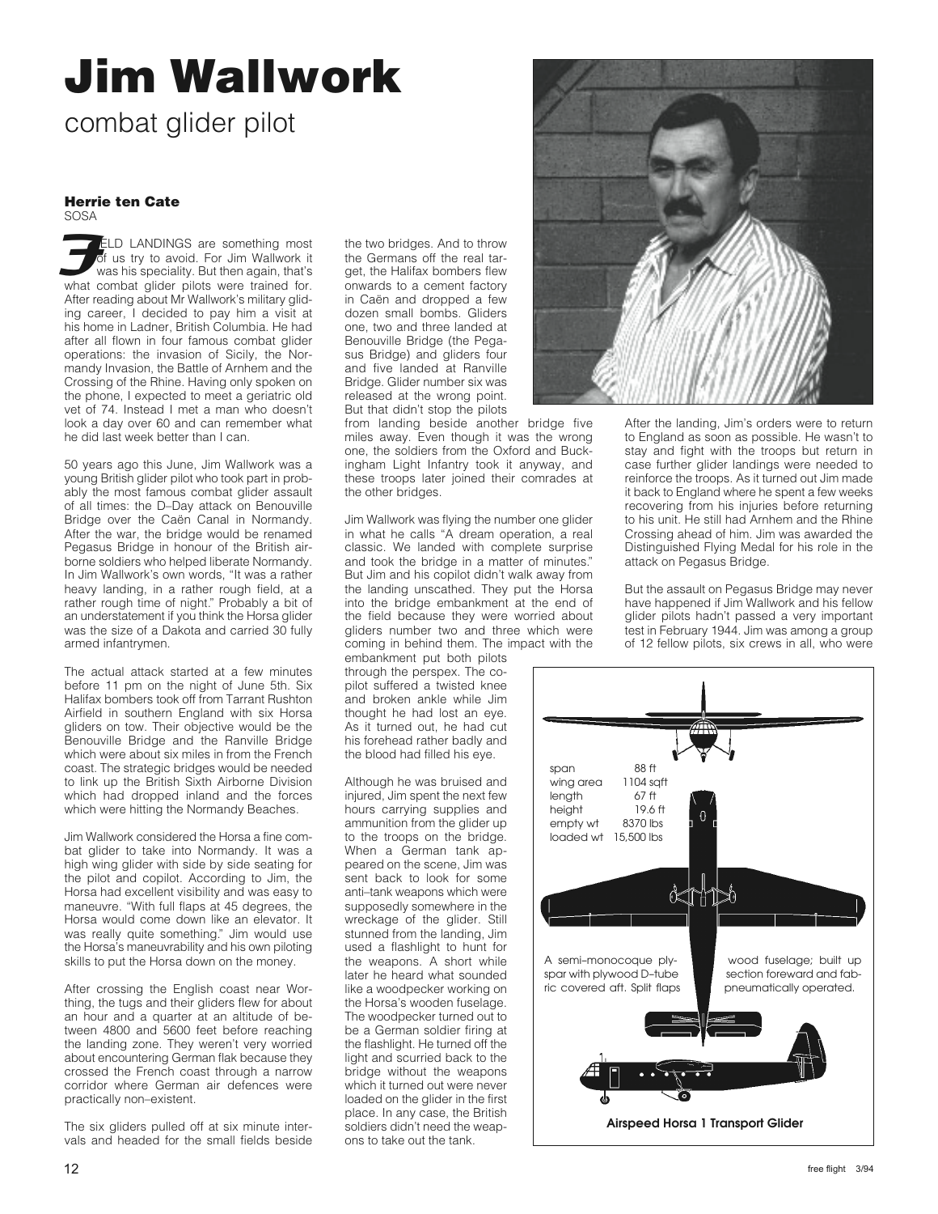# Jim Wallwork

## combat glider pilot

**Herrie ten Cate**
SOSA

FIELD LANDINGS are something most of us try to avoid. For Jim Wallwork it was his speciality. But then again, that's what combat glider pilots were trained for. After reading about Mr Wallwork's military gliding career, I decided to pay him a visit at his home in Ladner, British Columbia. He had after all flown in four famous combat glider operations: the invasion of Sicily, the Normandy Invasion, the Battle of Arnhem and the Crossing of the Rhine. Having only spoken on the phone, I expected to meet a geriatric old vet of 74. Instead I met a man who doesn't look a day over 60 and can remember what he did last week better than I can.

50 years ago this June, Jim Wallwork was a young British glider pilot who took part in probably the most famous combat glider assault of all times: the D–Day attack on Benouville Bridge over the Caën Canal in Normandy. After the war, the bridge would be renamed Pegasus Bridge in honour of the British airborne soldiers who helped liberate Normandy. In Jim Wallwork's own words, "It was a rather heavy landing, in a rather rough field, at a rather rough time of night." Probably a bit of an understatement if you think the Horsa glider was the size of a Dakota and carried 30 fully armed infantrymen.

The actual attack started at a few minutes before 11 pm on the night of June 5th. Six Halifax bombers took off from Tarrant Rushton Airfield in southern England with six Horsa gliders on tow. Their objective would be the Benouville Bridge and the Ranville Bridge which were about six miles in from the French coast. The strategic bridges would be needed to link up the British Sixth Airborne Division which had dropped inland and the forces which were hitting the Normandy Beaches.

Jim Wallwork considered the Horsa a fine combat glider to take into Normandy. It was a high wing glider with side by side seating for the pilot and copilot. According to Jim, the Horsa had excellent visibility and was easy to maneuvre. "With full flaps at 45 degrees, the Horsa would come down like an elevator. It was really quite something." Jim would use the Horsa's maneuvrability and his own piloting skills to put the Horsa down on the money.

After crossing the English coast near Worthing, the tugs and their gliders flew for about an hour and a quarter at an altitude of between 4800 and 5600 feet before reaching the landing zone. They weren't very worried about encountering German flak because they crossed the French coast through a narrow corridor where German air defences were practically non–existent.

The six gliders pulled off at six minute intervals and headed for the small fields beside the two bridges. And to throw the Germans off the real target, the Halifax bombers flew onwards to a cement factory in Caën and dropped a few dozen small bombs. Gliders one, two and three landed at Benouville Bridge (the Pegasus Bridge) and gliders four and five landed at Ranville Bridge. Glider number six was released at the wrong point. But that didn't stop the pilots from landing beside another bridge five miles away. Even though it was the wrong one, the soldiers from the Oxford and Buckingham Light Infantry took it anyway, and these troops later joined their comrades at the other bridges.

Jim Wallwork was flying the number one glider in what he calls "A dream operation, a real classic. We landed with complete surprise and took the bridge in a matter of minutes." But Jim and his copilot didn't walk away from the landing unscathed. They put the Horsa into the bridge embankment at the end of the field because they were worried about gliders number two and three which were coming in behind them. The impact with the embankment put both pilots through the perspex. The copilot suffered a twisted knee and broken ankle while Jim thought he had lost an eye. As it turned out, he had cut his forehead rather badly and the blood had filled his eye.

Although he was bruised and injured, Jim spent the next few hours carrying supplies and ammunition from the glider up to the troops on the bridge. When a German tank appeared on the scene, Jim was sent back to look for some anti–tank weapons which were supposedly somewhere in the wreckage of the glider. Still stunned from the landing, Jim used a flashlight to hunt for the weapons. A short while later he heard what sounded like a woodpecker working on the Horsa's wooden fuselage. The woodpecker turned out to be a German soldier firing at the flashlight. He turned off the light and scurried back to the bridge without the weapons which it turned out were never loaded on the glider in the first place. In any case, the British soldiers didn't need the weapons to take out the tank.

After the landing, Jim's orders were to return to England as soon as possible. He wasn't to stay and fight with the troops but return in case further glider landings were needed to reinforce the troops. As it turned out Jim made it back to England where he spent a few weeks recovering from his injuries before returning to his unit. He still had Arnhem and the Rhine Crossing ahead of him. Jim was awarded the Distinguished Flying Medal for his role in the attack on Pegasus Bridge.

But the assault on Pegasus Bridge may never have happened if Jim Wallwork and his fellow glider pilots hadn't passed a very important test in February 1944. Jim was among a group of 12 fellow pilots, six crews in all, who were

| | |
|---|---|
| span | 88 ft |
| wing area | 1104 sqft |
| length | 67 ft |
| height | 19.6 ft |
| empty wt | 8370 lbs |
| loaded wt | 15,500 lbs |

A semi–monocoque plywood fuselage; built up spar with plywood D–tube section foreward and fabric covered aft. Split flaps pneumatically operated.

**Airspeed Horsa 1 Transport Glider**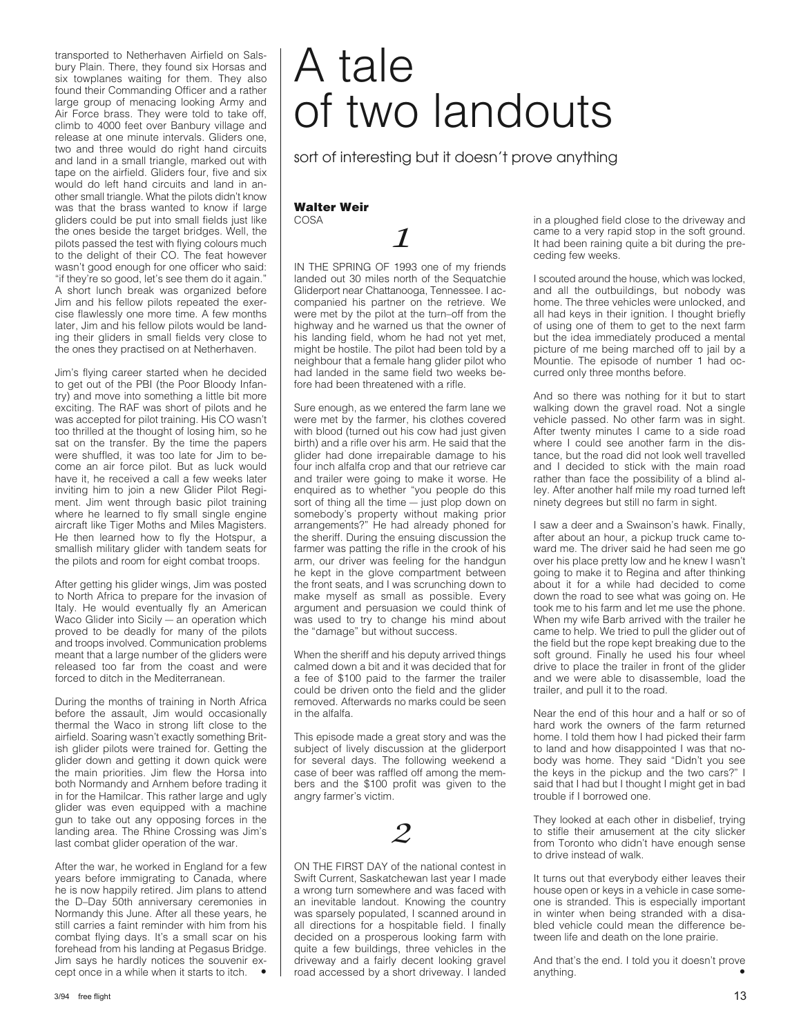transported to Netherhaven Airfield on Salsbury Plain. There, they found six Horsas and six towplanes waiting for them. They also found their Commanding Officer and a rather large group of menacing looking Army and Air Force brass. They were told to take off, climb to 4000 feet over Banbury village and release at one minute intervals. Gliders one, two and three would do right hand circuits and land in a small triangle, marked out with tape on the airfield. Gliders four, five and six would do left hand circuits and land in another small triangle. What the pilots didn't know was that the brass wanted to know if large gliders could be put into small fields just like the ones beside the target bridges. Well, the pilots passed the test with flying colours much to the delight of their CO. The feat however wasn't good enough for one officer who said: "if they're so good, let's see them do it again." A short lunch break was organized before Jim and his fellow pilots repeated the exercise flawlessly one more time. A few months later, Jim and his fellow pilots would be landing their gliders in small fields very close to the ones they practised on at Netherhaven.

Jim's flying career started when he decided to get out of the PBI (the Poor Bloody Infantry) and move into something a little bit more exciting. The RAF was short of pilots and he was accepted for pilot training. His CO wasn't too thrilled at the thought of losing him, so he sat on the transfer. By the time the papers were shuffled, it was too late for Jim to become an air force pilot. But as luck would have it, he received a call a few weeks later inviting him to join a new Glider Pilot Regiment. Jim went through basic pilot training where he learned to fly small single engine aircraft like Tiger Moths and Miles Magisters. He then learned how to fly the Hotspur, a smallish military glider with tandem seats for the pilots and room for eight combat troops.

After getting his glider wings, Jim was posted to North Africa to prepare for the invasion of Italy. He would eventually fly an American Waco Glider into Sicily — an operation which proved to be deadly for many of the pilots and troops involved. Communication problems meant that a large number of the gliders were released too far from the coast and were forced to ditch in the Mediterranean.

During the months of training in North Africa before the assault, Jim would occasionally thermal the Waco in strong lift close to the airfield. Soaring wasn't exactly something British glider pilots were trained for. Getting the glider down and getting it down quick were the main priorities. Jim flew the Horsa into both Normandy and Arnhem before trading it in for the Hamilcar. This rather large and ugly glider was even equipped with a machine gun to take out any opposing forces in the landing area. The Rhine Crossing was Jim's last combat glider operation of the war.

After the war, he worked in England for a few years before immigrating to Canada, where he is now happily retired. Jim plans to attend the D–Day 50th anniversary ceremonies in Normandy this June. After all these years, he still carries a faint reminder with him from his combat flying days. It's a small scar on his forehead from his landing at Pegasus Bridge. Jim says he hardly notices the souvenir except once in a while when it starts to itch. •

# A tale of two landouts

sort of interesting but it doesn't prove anything

**Walter Weir**
COSA

## *1*

IN THE SPRING OF 1993 one of my friends landed out 30 miles north of the Sequatchie Gliderport near Chattanooga, Tennessee. I accompanied his partner on the retrieve. We were met by the pilot at the turn–off from the highway and he warned us that the owner of his landing field, whom he had not yet met, might be hostile. The pilot had been told by a neighbour that a female hang glider pilot who had landed in the same field two weeks before had been threatened with a rifle.

Sure enough, as we entered the farm lane we were met by the farmer, his clothes covered with blood (turned out his cow had just given birth) and a rifle over his arm. He said that the glider had done irrepairable damage to his four inch alfalfa crop and that our retrieve car and trailer were going to make it worse. He enquired as to whether "you people do this sort of thing all the time — just plop down on somebody's property without making prior arrangements?" He had already phoned for the sheriff. During the ensuing discussion the farmer was patting the rifle in the crook of his arm, our driver was feeling for the handgun he kept in the glove compartment between the front seats, and I was scrunching down to make myself as small as possible. Every argument and persuasion we could think of was used to try to change his mind about the "damage" but without success.

When the sheriff and his deputy arrived things calmed down a bit and it was decided that for a fee of $100 paid to the farmer the trailer could be driven onto the field and the glider removed. Afterwards no marks could be seen in the alfalfa.

This episode made a great story and was the subject of lively discussion at the gliderport for several days. The following weekend a case of beer was raffled off among the members and the $100 profit was given to the angry farmer's victim.

## *2*

ON THE FIRST DAY of the national contest in Swift Current, Saskatchewan last year I made a wrong turn somewhere and was faced with an inevitable landout. Knowing the country was sparsely populated, I scanned around in all directions for a hospitable field. I finally decided on a prosperous looking farm with quite a few buildings, three vehicles in the driveway and a fairly decent looking gravel road accessed by a short driveway. I landed in a ploughed field close to the driveway and came to a very rapid stop in the soft ground. It had been raining quite a bit during the preceding few weeks.

I scouted around the house, which was locked, and all the outbuildings, but nobody was home. The three vehicles were unlocked, and all had keys in their ignition. I thought briefly of using one of them to get to the next farm but the idea immediately produced a mental picture of me being marched off to jail by a Mountie. The episode of number 1 had occurred only three months before.

And so there was nothing for it but to start walking down the gravel road. Not a single vehicle passed. No other farm was in sight. After twenty minutes I came to a side road where I could see another farm in the distance, but the road did not look well travelled and I decided to stick with the main road rather than face the possibility of a blind alley. After another half mile my road turned left ninety degrees but still no farm in sight.

I saw a deer and a Swainson's hawk. Finally, after about an hour, a pickup truck came toward me. The driver said he had seen me go over his place pretty low and he knew I wasn't going to make it to Regina and after thinking about it for a while had decided to come down the road to see what was going on. He took me to his farm and let me use the phone. When my wife Barb arrived with the trailer he came to help. We tried to pull the glider out of the field but the rope kept breaking due to the soft ground. Finally he used his four wheel drive to place the trailer in front of the glider and we were able to disassemble, load the trailer, and pull it to the road.

Near the end of this hour and a half or so of hard work the owners of the farm returned home. I told them how I had picked their farm to land and how disappointed I was that nobody was home. They said "Didn't you see the keys in the pickup and the two cars?" I said that I had but I thought I might get in bad trouble if I borrowed one.

They looked at each other in disbelief, trying to stifle their amusement at the city slicker from Toronto who didn't have enough sense to drive instead of walk.

It turns out that everybody either leaves their house open or keys in a vehicle in case someone is stranded. This is especially important in winter when being stranded with a disabled vehicle could mean the difference between life and death on the lone prairie.

And that's the end. I told you it doesn't prove anything. •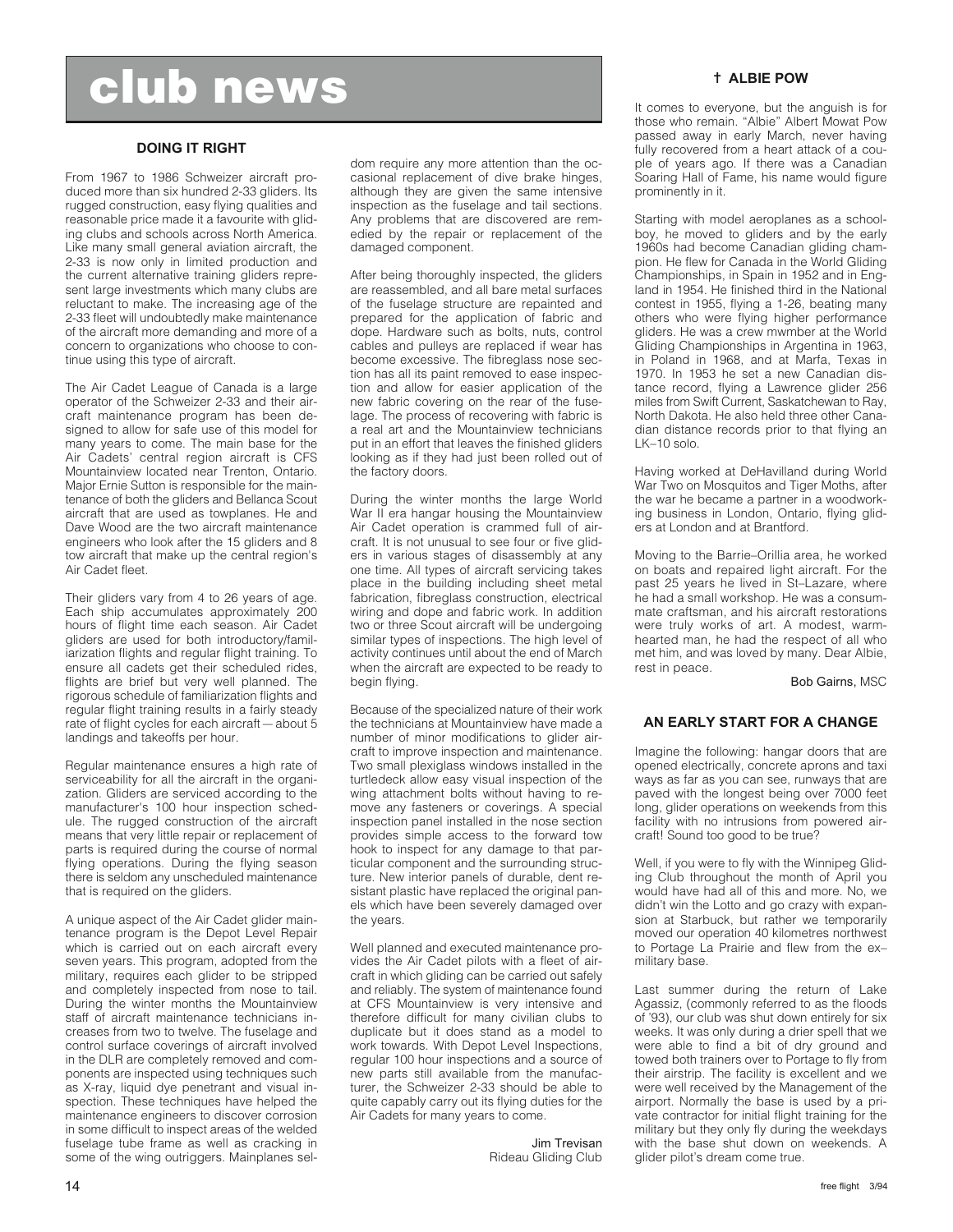# club news

### DOING IT RIGHT

From 1967 to 1986 Schweizer aircraft produced more than six hundred 2-33 gliders. Its rugged construction, easy flying qualities and reasonable price made it a favourite with gliding clubs and schools across North America. Like many small general aviation aircraft, the 2-33 is now only in limited production and the current alternative training gliders represent large investments which many clubs are reluctant to make. The increasing age of the 2-33 fleet will undoubtedly make maintenance of the aircraft more demanding and more of a concern to organizations who choose to continue using this type of aircraft.

The Air Cadet League of Canada is a large operator of the Schweizer 2-33 and their aircraft maintenance program has been designed to allow for safe use of this model for many years to come. The main base for the Air Cadets' central region aircraft is CFS Mountainview located near Trenton, Ontario. Major Ernie Sutton is responsible for the maintenance of both the gliders and Bellanca Scout aircraft that are used as towplanes. He and Dave Wood are the two aircraft maintenance engineers who look after the 15 gliders and 8 tow aircraft that make up the central region's Air Cadet fleet.

Their gliders vary from 4 to 26 years of age. Each ship accumulates approximately 200 hours of flight time each season. Air Cadet gliders are used for both introductory/familiarization flights and regular flight training. To ensure all cadets get their scheduled rides, flights are brief but very well planned. The rigorous schedule of familiarization flights and regular flight training results in a fairly steady rate of flight cycles for each aircraft — about 5 landings and takeoffs per hour.

Regular maintenance ensures a high rate of serviceability for all the aircraft in the organization. Gliders are serviced according to the manufacturer's 100 hour inspection schedule. The rugged construction of the aircraft means that very little repair or replacement of parts is required during the course of normal flying operations. During the flying season there is seldom any unscheduled maintenance that is required on the gliders.

A unique aspect of the Air Cadet glider maintenance program is the Depot Level Repair which is carried out on each aircraft every seven years. This program, adopted from the military, requires each glider to be stripped and completely inspected from nose to tail. During the winter months the Mountainview staff of aircraft maintenance technicians increases from two to twelve. The fuselage and control surface coverings of aircraft involved in the DLR are completely removed and components are inspected using techniques such as X-ray, liquid dye penetrant and visual inspection. These techniques have helped the maintenance engineers to discover corrosion in some difficult to inspect areas of the welded fuselage tube frame as well as cracking in some of the wing outriggers. Mainplanes seldom require any more attention than the occasional replacement of dive brake hinges, although they are given the same intensive inspection as the fuselage and tail sections. Any problems that are discovered are remedied by the repair or replacement of the damaged component.

After being thoroughly inspected, the gliders are reassembled, and all bare metal surfaces of the fuselage structure are repainted and prepared for the application of fabric and dope. Hardware such as bolts, nuts, control cables and pulleys are replaced if wear has become excessive. The fibreglass nose section has all its paint removed to ease inspection and allow for easier application of the new fabric covering on the rear of the fuselage. The process of recovering with fabric is a real art and the Mountainview technicians put in an effort that leaves the finished gliders looking as if they had just been rolled out of the factory doors.

During the winter months the large World War II era hangar housing the Mountainview Air Cadet operation is crammed full of aircraft. It is not unusual to see four or five gliders in various stages of disassembly at any one time. All types of aircraft servicing takes place in the building including sheet metal fabrication, fibreglass construction, electrical wiring and dope and fabric work. In addition two or three Scout aircraft will be undergoing similar types of inspections. The high level of activity continues until about the end of March when the aircraft are expected to be ready to begin flying.

Because of the specialized nature of their work the technicians at Mountainview have made a number of minor modifications to glider aircraft to improve inspection and maintenance. Two small plexiglass windows installed in the turtledeck allow easy visual inspection of the wing attachment bolts without having to remove any fasteners or coverings. A special inspection panel installed in the nose section provides simple access to the forward tow hook to inspect for any damage to that particular component and the surrounding structure. New interior panels of durable, dent resistant plastic have replaced the original panels which have been severely damaged over the years.

Well planned and executed maintenance provides the Air Cadet pilots with a fleet of aircraft in which gliding can be carried out safely and reliably. The system of maintenance found at CFS Mountainview is very intensive and therefore difficult for many civilian clubs to duplicate but it does stand as a model to work towards. With Depot Level Inspections, regular 100 hour inspections and a source of new parts still available from the manufacturer, the Schweizer 2-33 should be able to quite capably carry out its flying duties for the Air Cadets for many years to come.

Jim Trevisan
Rideau Gliding Club

### † ALBIE POW

It comes to everyone, but the anguish is for those who remain. "Albie" Albert Mowat Pow passed away in early March, never having fully recovered from a heart attack of a couple of years ago. If there was a Canadian Soaring Hall of Fame, his name would figure prominently in it.

Starting with model aeroplanes as a schoolboy, he moved to gliders and by the early 1960s had become Canadian gliding champion. He flew for Canada in the World Gliding Championships, in Spain in 1952 and in England in 1954. He finished third in the National contest in 1955, flying a 1-26, beating many others who were flying higher performance gliders. He was a crew mwmber at the World Gliding Championships in Argentina in 1963, in Poland in 1968, and at Marfa, Texas in 1970. In 1953 he set a new Canadian distance record, flying a Lawrence glider 256 miles from Swift Current, Saskatchewan to Ray, North Dakota. He also held three other Canadian distance records prior to that flying an LK–10 solo.

Having worked at DeHavilland during World War Two on Mosquitos and Tiger Moths, after the war he became a partner in a woodworking business in London, Ontario, flying gliders at London and at Brantford.

Moving to the Barrie–Orillia area, he worked on boats and repaired light aircraft. For the past 25 years he lived in St–Lazare, where he had a small workshop. He was a consummate craftsman, and his aircraft restorations were truly works of art. A modest, warmhearted man, he had the respect of all who met him, and was loved by many. Dear Albie, rest in peace.

Bob Gairns, MSC

### AN EARLY START FOR A CHANGE

Imagine the following: hangar doors that are opened electrically, concrete aprons and taxi ways as far as you can see, runways that are paved with the longest being over 7000 feet long, glider operations on weekends from this facility with no intrusions from powered aircraft! Sound too good to be true?

Well, if you were to fly with the Winnipeg Gliding Club throughout the month of April you would have had all of this and more. No, we didn't win the Lotto and go crazy with expansion at Starbuck, but rather we temporarily moved our operation 40 kilometres northwest to Portage La Prairie and flew from the ex–military base.

Last summer during the return of Lake Agassiz, (commonly referred to as the floods of '93), our club was shut down entirely for six weeks. It was only during a drier spell that we were able to find a bit of dry ground and towed both trainers over to Portage to fly from their airstrip. The facility is excellent and we were well received by the Management of the airport. Normally the base is used by a private contractor for initial flight training for the military but they only fly during the weekdays with the base shut down on weekends. A glider pilot's dream come true.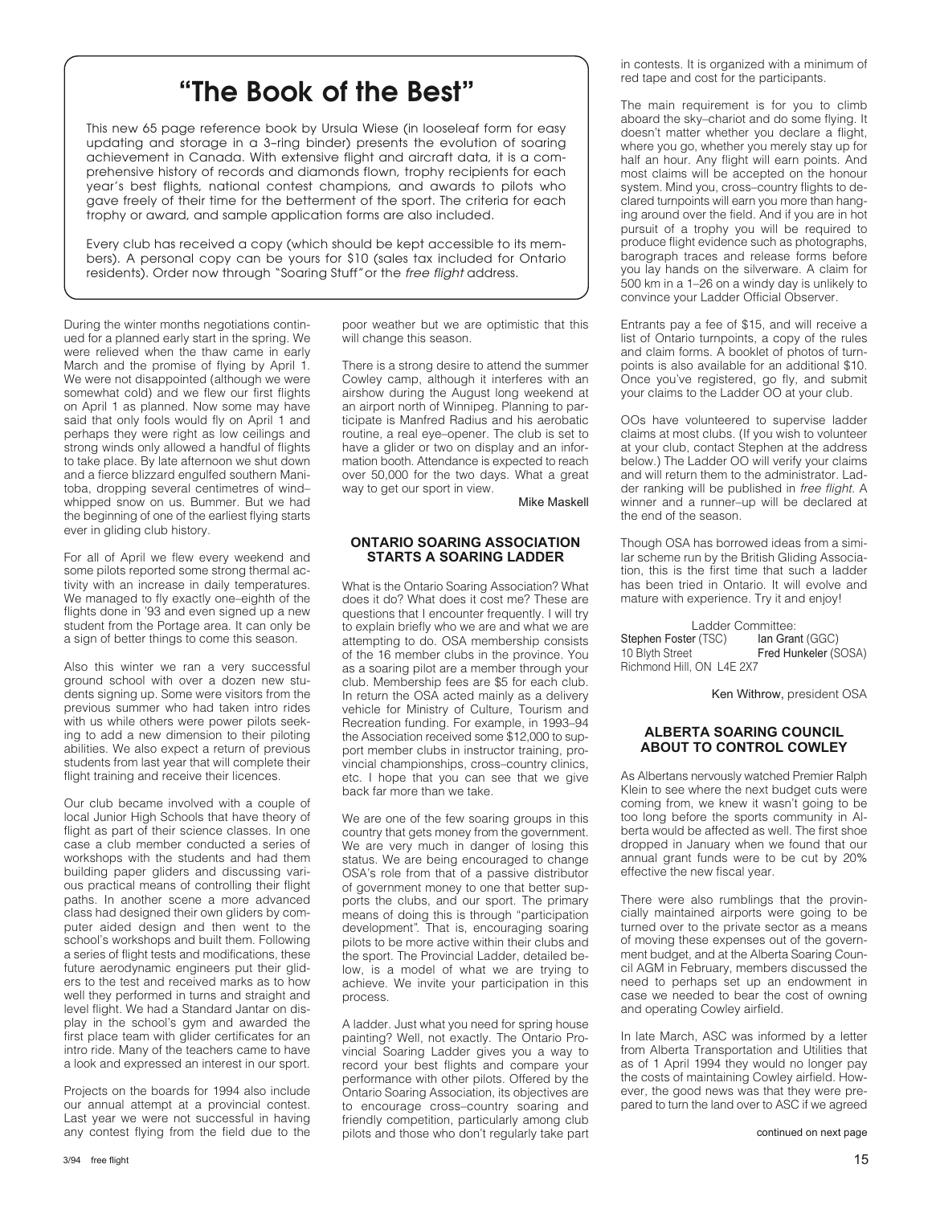## "The Book of the Best"

This new 65 page reference book by Ursula Wiese (in looseleaf form for easy updating and storage in a 3–ring binder) presents the evolution of soaring achievement in Canada. With extensive flight and aircraft data, it is a comprehensive history of records and diamonds flown, trophy recipients for each year's best flights, national contest champions, and awards to pilots who gave freely of their time for the betterment of the sport. The criteria for each trophy or award, and sample application forms are also included.

Every club has received a copy (which should be kept accessible to its members). A personal copy can be yours for $10 (sales tax included for Ontario residents). Order now through "Soaring Stuff" or the *free flight* address.

During the winter months negotiations continued for a planned early start in the spring. We were relieved when the thaw came in early March and the promise of flying by April 1. We were not disappointed (although we were somewhat cold) and we flew our first flights on April 1 as planned. Now some may have said that only fools would fly on April 1 and perhaps they were right as low ceilings and strong winds only allowed a handful of flights to take place. By late afternoon we shut down and a fierce blizzard engulfed southern Manitoba, dropping several centimetres of wind–whipped snow on us. Bummer. But we had the beginning of one of the earliest flying starts ever in gliding club history.

For all of April we flew every weekend and some pilots reported some strong thermal activity with an increase in daily temperatures. We managed to fly exactly one–eighth of the flights done in '93 and even signed up a new student from the Portage area. It can only be a sign of better things to come this season.

Also this winter we ran a very successful ground school with over a dozen new students signing up. Some were visitors from the previous summer who had taken intro rides with us while others were power pilots seeking to add a new dimension to their piloting abilities. We also expect a return of previous students from last year that will complete their flight training and receive their licences.

Our club became involved with a couple of local Junior High Schools that have theory of flight as part of their science classes. In one case a club member conducted a series of workshops with the students and had them building paper gliders and discussing various practical means of controlling their flight paths. In another scene a more advanced class had designed their own gliders by computer aided design and then went to the school's workshops and built them. Following a series of flight tests and modifications, these future aerodynamic engineers put their gliders to the test and received marks as to how well they performed in turns and straight and level flight. We had a Standard Jantar on display in the school's gym and awarded the first place team with glider certificates for an intro ride. Many of the teachers came to have a look and expressed an interest in our sport.

Projects on the boards for 1994 also include our annual attempt at a provincial contest. Last year we were not successful in having any contest flying from the field due to the poor weather but we are optimistic that this will change this season.

There is a strong desire to attend the summer Cowley camp, although it interferes with an airshow during the August long weekend at an airport north of Winnipeg. Planning to participate is Manfred Radius and his aerobatic routine, a real eye–opener. The club is set to have a glider or two on display and an information booth. Attendance is expected to reach over 50,000 for the two days. What a great way to get our sport in view.

**Mike Maskell**

### ONTARIO SOARING ASSOCIATION STARTS A SOARING LADDER

What is the Ontario Soaring Association? What does it do? What does it cost me? These are questions that I encounter frequently. I will try to explain briefly who we are and what we are attempting to do. OSA membership consists of the 16 member clubs in the province. You as a soaring pilot are a member through your club. Membership fees are $5 for each club. In return the OSA acted mainly as a delivery vehicle for Ministry of Culture, Tourism and Recreation funding. For example, in 1993–94 the Association received some $12,000 to support member clubs in instructor training, provincial championships, cross–country clinics, etc. I hope that you can see that we give back far more than we take.

We are one of the few soaring groups in this country that gets money from the government. We are very much in danger of losing this status. We are being encouraged to change OSA's role from that of a passive distributor of government money to one that better supports the clubs, and our sport. The primary means of doing this is through "participation development". That is, encouraging soaring pilots to be more active within their clubs and the sport. The Provincial Ladder, detailed below, is a model of what we are trying to achieve. We invite your participation in this process.

A ladder. Just what you need for spring house painting? Well, not exactly. The Ontario Provincial Soaring Ladder gives you a way to record your best flights and compare your performance with other pilots. Offered by the Ontario Soaring Association, its objectives are to encourage cross–country soaring and friendly competition, particularly among club pilots and those who don't regularly take part in contests. It is organized with a minimum of red tape and cost for the participants.

The main requirement is for you to climb aboard the sky–chariot and do some flying. It doesn't matter whether you declare a flight, where you go, whether you merely stay up for half an hour. Any flight will earn points. And most claims will be accepted on the honour system. Mind you, cross–country flights to declared turnpoints will earn you more than hanging around over the field. And if you are in hot pursuit of a trophy you will be required to produce flight evidence such as photographs, barograph traces and release forms before you lay hands on the silverware. A claim for 500 km in a 1–26 on a windy day is unlikely to convince your Ladder Official Observer.

Entrants pay a fee of $15, and will receive a list of Ontario turnpoints, a copy of the rules and claim forms. A booklet of photos of turnpoints is also available for an additional $10. Once you've registered, go fly, and submit your claims to the Ladder OO at your club.

OOs have volunteered to supervise ladder claims at most clubs. (If you wish to volunteer at your club, contact Stephen at the address below.) The Ladder OO will verify your claims and will return them to the administrator. Ladder ranking will be published in *free flight*. A winner and a runner–up will be declared at the end of the season.

Though OSA has borrowed ideas from a similar scheme run by the British Gliding Association, this is the first time that such a ladder has been tried in Ontario. It will evolve and mature with experience. Try it and enjoy!

Ladder Committee:
**Stephen Foster** (TSC)
10 Blyth Street
Richmond Hill, ON L4E 2X7

**Ian Grant** (GGC)
**Fred Hunkeler** (SOSA)

**Ken Withrow**, president OSA

### ALBERTA SOARING COUNCIL ABOUT TO CONTROL COWLEY

As Albertans nervously watched Premier Ralph Klein to see where the next budget cuts were coming from, we knew it wasn't going to be too long before the sports community in Alberta would be affected as well. The first shoe dropped in January when we found that our annual grant funds were to be cut by 20% effective the new fiscal year.

There were also rumblings that the provincially maintained airports were going to be turned over to the private sector as a means of moving these expenses out of the government budget, and at the Alberta Soaring Council AGM in February, members discussed the need to perhaps set up an endowment in case we needed to bear the cost of owning and operating Cowley airfield.

In late March, ASC was informed by a letter from Alberta Transportation and Utilities that as of 1 April 1994 they would no longer pay the costs of maintaining Cowley airfield. However, the good news was that they were prepared to turn the land over to ASC if we agreed

continued on next page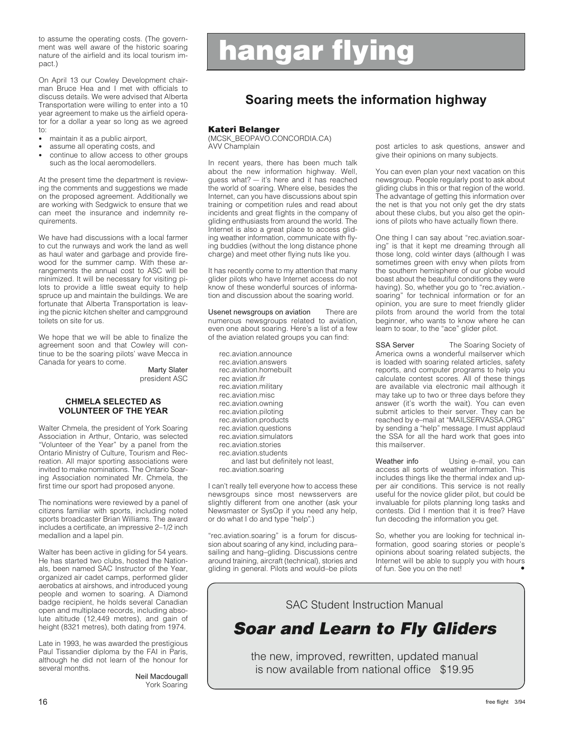to assume the operating costs. (The government was well aware of the historic soaring nature of the airfield and its local tourism impact.)

On April 13 our Cowley Development chairman Bruce Hea and I met with officials to discuss details. We were advised that Alberta Transportation were willing to enter into a 10 year agreement to make us the airfield operator for a dollar a year so long as we agreed to:

- maintain it as a public airport,
- assume all operating costs, and
- continue to allow access to other groups such as the local aeromodellers.

At the present time the department is reviewing the comments and suggestions we made on the proposed agreement. Additionally we are working with Sedgwick to ensure that we can meet the insurance and indemnity requirements.

We have had discussions with a local farmer to cut the runways and work the land as well as haul water and garbage and provide firewood for the summer camp. With these arrangements the annual cost to ASC will be minimized. It will be necessary for visiting pilots to provide a little sweat equity to help spruce up and maintain the buildings. We are fortunate that Alberta Transportation is leaving the picnic kitchen shelter and campground toilets on site for us.

We hope that we will be able to finalize the agreement soon and that Cowley will continue to be the soaring pilots' wave Mecca in Canada for years to come.

Marty Slater
president ASC

### CHMELA SELECTED AS VOLUNTEER OF THE YEAR

Walter Chmela, the president of York Soaring Association in Arthur, Ontario, was selected "Volunteer of the Year" by a panel from the Ontario Ministry of Culture, Tourism and Recreation. All major sporting associations were invited to make nominations. The Ontario Soaring Association nominated Mr. Chmela, the first time our sport had proposed anyone.

The nominations were reviewed by a panel of citizens familiar with sports, including noted sports broadcaster Brian Williams. The award includes a certificate, an impressive 2–1/2 inch medallion and a lapel pin.

Walter has been active in gliding for 54 years. He has started two clubs, hosted the Nationals, been named SAC Instructor of the Year, organized air cadet camps, performed glider aerobatics at airshows, and introduced young people and women to soaring. A Diamond badge recipient, he holds several Canadian open and multiplace records, including absolute altitude (12,449 metres), and gain of height (8321 metres), both dating from 1974.

Late in 1993, he was awarded the prestigious Paul Tissandier diploma by the FAI in Paris, although he did not learn of the honour for several months.

Neil Macdougall
York Soaring

# hangar flying

## Soaring meets the information highway

**Kateri Belanger**
(MCSK_BEOPAVO.CONCORDIA.CA)
AVV Champlain

In recent years, there has been much talk about the new information highway. Well, guess what? — it's here and it has reached the world of soaring. Where else, besides the Internet, can you have discussions about spin training or competition rules and read about incidents and great flights in the company of gliding enthusiasts from around the world. The Internet is also a great place to access gliding weather information, communicate with flying buddies (without the long distance phone charge) and meet other flying nuts like you.

It has recently come to my attention that many glider pilots who have Internet access do not know of these wonderful sources of information and discussion about the soaring world.

**Usenet newsgroups on aviation** There are numerous newsgroups related to aviation, even one about soaring. Here's a list of a few of the aviation related groups you can find:

rec.aviation.announce
rec.aviation.answers
rec.aviation.homebuilt
rec aviation.ifr
rec.aviation.military
rec.aviation.misc
rec.aviation.owning
rec.aviation.piloting
rec.aviation.products
rec.aviation.questions
rec.aviation.simulators
rec.aviation.stories
rec.aviation.students
and last but definitely not least,
rec.aviation.soaring

I can't really tell everyone how to access these newsgroups since most newsservers are slightly different from one another (ask your Newsmaster or SysOp if you need any help, or do what I do and type "help".)

"rec.aviation.soaring" is a forum for discussion about soaring of any kind, including para–sailing and hang–gliding. Discussions centre around training, aircraft (technical), stories and gliding in general. Pilots and would–be pilots post articles to ask questions, answer and give their opinions on many subjects.

You can even plan your next vacation on this newsgroup. People regularly post to ask about gliding clubs in this or that region of the world. The advantage of getting this information over the net is that you not only get the dry stats about these clubs, but you also get the opinions of pilots who have actually flown there.

One thing I can say about "rec.aviation.soaring" is that it kept me dreaming through all those long, cold winter days (although I was sometimes green with envy when pilots from the southern hemisphere of our globe would boast about the beautiful conditions they were having). So, whether you go to "rec.aviation.-soaring" for technical information or for an opinion, you are sure to meet friendly glider pilots from around the world from the total beginner, who wants to know where he can learn to soar, to the "ace" glider pilot.

**SSA Server** The Soaring Society of America owns a wonderful mailserver which is loaded with soaring related articles, safety reports, and computer programs to help you calculate contest scores. All of these things are available via electronic mail although it may take up to two or three days before they answer (it's worth the wait). You can even submit articles to their server. They can be reached by e–mail at "MAILSERVASSA.ORG" by sending a "help" message. I must applaud the SSA for all the hard work that goes into this mailserver.

**Weather info** Using e–mail, you can access all sorts of weather information. This includes things like the thermal index and upper air conditions. This service is not really useful for the novice glider pilot, but could be invaluable for pilots planning long tasks and contests. Did I mention that it is free? Have fun decoding the information you get.

So, whether you are looking for technical information, good soaring stories or people's opinions about soaring related subjects, the Internet will be able to supply you with hours of fun. See you on the net! •

---

SAC Student Instruction Manual

***Soar and Learn to Fly Gliders***

the new, improved, rewritten, updated manual is now available from national office $19.95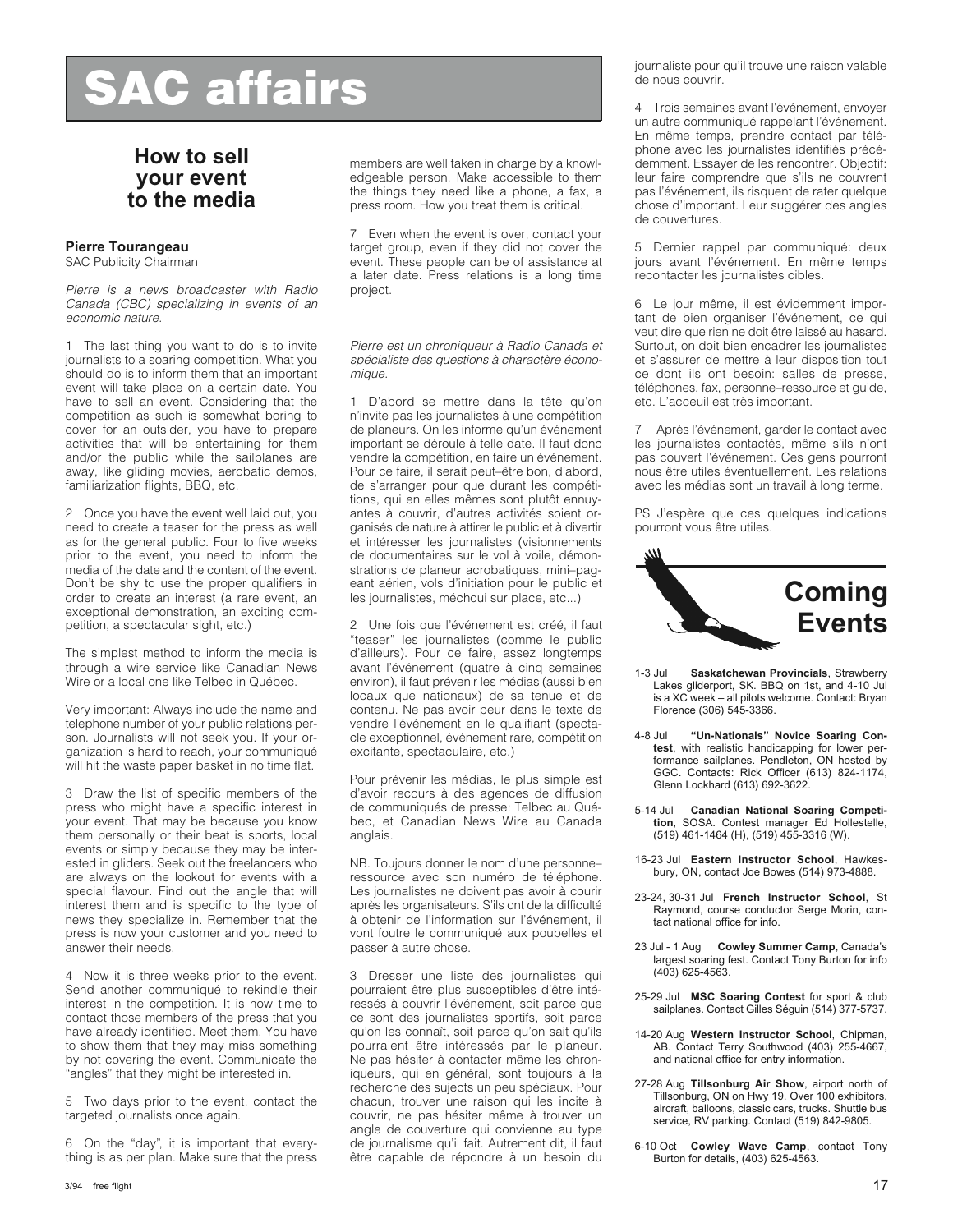# SAC affairs

## How to sell your event to the media

**Pierre Tourangeau**
SAC Publicity Chairman

*Pierre is a news broadcaster with Radio Canada (CBC) specializing in events of an economic nature.*

1 The last thing you want to do is to invite journalists to a soaring competition. What you should do is to inform them that an important event will take place on a certain date. You have to sell an event. Considering that the competition as such is somewhat boring to cover for an outsider, you have to prepare activities that will be entertaining for them and/or the public while the sailplanes are away, like gliding movies, aerobatic demos, familiarization flights, BBQ, etc.

2 Once you have the event well laid out, you need to create a teaser for the press as well as for the general public. Four to five weeks prior to the event, you need to inform the media of the date and the content of the event. Don't be shy to use the proper qualifiers in order to create an interest (a rare event, an exceptional demonstration, an exciting competition, a spectacular sight, etc.)

The simplest method to inform the media is through a wire service like Canadian News Wire or a local one like Telbec in Québec.

Very important: Always include the name and telephone number of your public relations person. Journalists will not seek you. If your organization is hard to reach, your communiqué will hit the waste paper basket in no time flat.

3 Draw the list of specific members of the press who might have a specific interest in your event. That may be because you know them personally or their beat is sports, local events or simply because they may be interested in gliders. Seek out the freelancers who are always on the lookout for events with a special flavour. Find out the angle that will interest them and is specific to the type of news they specialize in. Remember that the press is now your customer and you need to answer their needs.

4 Now it is three weeks prior to the event. Send another communiqué to rekindle their interest in the competition. It is now time to contact those members of the press that you have already identified. Meet them. You have to show them that they may miss something by not covering the event. Communicate the "angles" that they might be interested in.

5 Two days prior to the event, contact the targeted journalists once again.

6 On the "day", it is important that everything is as per plan. Make sure that the press members are well taken in charge by a knowledgeable person. Make accessible to them the things they need like a phone, a fax, a press room. How you treat them is critical.

7 Even when the event is over, contact your target group, even if they did not cover the event. These people can be of assistance at a later date. Press relations is a long time project.

---

*Pierre est un chroniqueur à Radio Canada et spécialiste des questions à charactère économique.*

1 D'abord se mettre dans la tête qu'on n'invite pas les journalistes à une compétition de planeurs. On les informe qu'un événement important se déroule à telle date. Il faut donc vendre la compétition, en faire un événement. Pour ce faire, il serait peut–être bon, d'abord, de s'arranger pour que durant les compétitions, qui en elles mêmes sont plutôt ennuyantes à couvrir, d'autres activités soient organisés de nature à attirer le public et à divertir et intéresser les journalistes (visionnements de documentaires sur le vol à voile, démonstrations de planeur acrobatiques, mini–pageant aérien, vols d'initiation pour le public et les journalistes, méchoui sur place, etc...)

2 Une fois que l'événement est créé, il faut "teaser" les journalistes (comme le public d'ailleurs). Pour ce faire, assez longtemps avant l'événement (quatre à cinq semaines environ), il faut prévenir les médias (aussi bien locaux que nationaux) de sa tenue et de contenu. Ne pas avoir peur dans le texte de vendre l'événement en le qualifiant (spectacle exceptionnel, événement rare, compétition excitante, spectaculaire, etc.)

Pour prévenir les médias, le plus simple est d'avoir recours à des agences de diffusion de communiqués de presse: Telbec au Québec, et Canadian News Wire au Canada anglais.

NB. Toujours donner le nom d'une personne–ressource avec son numéro de téléphone. Les journalistes ne doivent pas avoir à courir après les organisateurs. S'ils ont de la difficulté à obtenir de l'information sur l'événement, il vont foutre le communiqué aux poubelles et passer à autre chose.

3 Dresser une liste des journalistes qui pourraient être plus susceptibles d'être intéressés à couvrir l'événement, soit parce que ce sont des journalistes sportifs, soit parce qu'on les connaît, soit parce qu'on sait qu'ils pourraient être intéressés par le planeur. Ne pas hésiter à contacter même les chroniqueurs, qui en général, sont toujours à la recherche des sujets un peu spéciaux. Pour chacun, trouver une raison qui les incite à couvrir, ne pas hésiter même à trouver un angle de couverture qui convienne au type de journalisme qu'il fait. Autrement dit, il faut être capable de répondre à un besoin du journaliste pour qu'il trouve une raison valable de nous couvrir.

4 Trois semaines avant l'événement, envoyer un autre communiqué rappelant l'événement. En même temps, prendre contact par téléphone avec les journalistes identifiés précédemment. Essayer de les rencontrer. Objectif: leur faire comprendre que s'ils ne couvrent pas l'événement, ils risquent de rater quelque chose d'important. Leur suggérer des angles de couvertures.

5 Dernier rappel par communiqué: deux jours avant l'événement. En même temps recontacter les journalistes cibles.

6 Le jour même, il est évidemment important de bien organiser l'événement, ce qui veut dire que rien ne doit être laissé au hasard. Surtout, on doit bien encadrer les journalistes et s'assurer de mettre à leur disposition tout ce dont ils ont besoin: salles de presse, téléphones, fax, personne–ressource et guide, etc. L'acceuil est très important.

7 Après l'événement, garder le contact avec les journalistes contactés, même s'ils n'ont pas couvert l'événement. Ces gens pourront nous être utiles éventuellement. Les relations avec les médias sont un travail à long terme.

PS J'espère que ces quelques indications pourront vous être utiles.

## Coming Events

- 1-3 Jul **Saskatchewan Provincials**, Strawberry Lakes gliderport, SK. BBQ on 1st, and 4-10 Jul is a XC week – all pilots welcome. Contact: Bryan Florence (306) 545-3366.
- 4-8 Jul **"Un-Nationals" Novice Soaring Contest**, with realistic handicapping for lower performance sailplanes. Pendleton, ON hosted by GGC. Contacts: Rick Officer (613) 824-1174, Glenn Lockhard (613) 692-3622.
- 5-14 Jul **Canadian National Soaring Competition**, SOSA. Contest manager Ed Hollestelle, (519) 461-1464 (H), (519) 455-3316 (W).
- 16-23 Jul **Eastern Instructor School**, Hawkesbury, ON, contact Joe Bowes (514) 973-4888.
- 23-24, 30-31 Jul **French Instructor School**, St Raymond, course conductor Serge Morin, contact national office for info.
- 23 Jul - 1 Aug **Cowley Summer Camp**, Canada's largest soaring fest. Contact Tony Burton for info (403) 625-4563.
- 25-29 Jul **MSC Soaring Contest** for sport & club sailplanes. Contact Gilles Séguin (514) 377-5737.
- 14-20 Aug **Western Instructor School**, Chipman, AB. Contact Terry Southwood (403) 255-4667, and national office for entry information.
- 27-28 Aug **Tillsonburg Air Show**, airport north of Tillsonburg, ON on Hwy 19. Over 100 exhibitors, aircraft, balloons, classic cars, trucks. Shuttle bus service, RV parking. Contact (519) 842-9805.
- 6-10 Oct **Cowley Wave Camp**, contact Tony Burton for details, (403) 625-4563.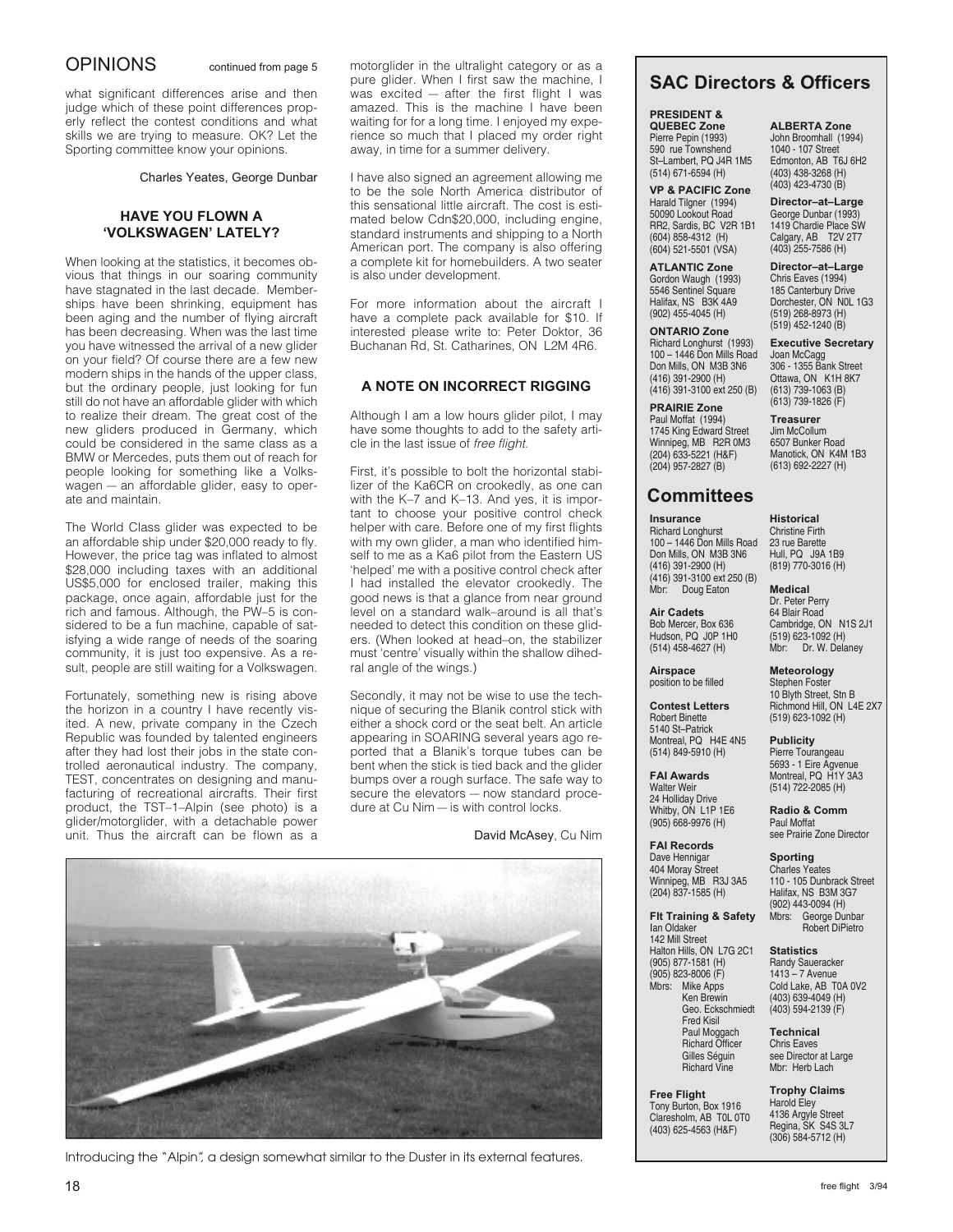## OPINIONS

continued from page 5

what significant differences arise and then judge which of these point differences properly reflect the contest conditions and what skills we are trying to measure. OK? Let the Sporting committee know your opinions.

Charles Yeates, George Dunbar

### HAVE YOU FLOWN A 'VOLKSWAGEN' LATELY?

When looking at the statistics, it becomes obvious that things in our soaring community have stagnated in the last decade. Memberships have been shrinking, equipment has been aging and the number of flying aircraft has been decreasing. When was the last time you have witnessed the arrival of a new glider on your field? Of course there are a few new modern ships in the hands of the upper class, but the ordinary people, just looking for fun still do not have an affordable glider with which to realize their dream. The great cost of the new gliders produced in Germany, which could be considered in the same class as a BMW or Mercedes, puts them out of reach for people looking for something like a Volkswagen — an affordable glider, easy to operate and maintain.

The World Class glider was expected to be an affordable ship under $20,000 ready to fly. However, the price tag was inflated to almost $28,000 including taxes with an additional US$5,000 for enclosed trailer, making this package, once again, affordable just for the rich and famous. Although, the PW–5 is considered to be a fun machine, capable of satisfying a wide range of needs of the soaring community, it is just too expensive. As a result, people are still waiting for a Volkswagen.

Fortunately, something new is rising above the horizon in a country I have recently visited. A new, private company in the Czech Republic was founded by talented engineers after they had lost their jobs in the state controlled aeronautical industry. The company, TEST, concentrates on designing and manufacturing of recreational aircrafts. Their first product, the TST–1–Alpin (see photo) is a glider/motorglider, with a detachable power unit. Thus the aircraft can be flown as a motorglider in the ultralight category or as a pure glider. When I first saw the machine, I was excited — after the first flight I was amazed. This is the machine I have been waiting for for a long time. I enjoyed my experience so much that I placed my order right away, in time for a summer delivery.

I have also signed an agreement allowing me to be the sole North America distributor of this sensational little aircraft. The cost is estimated below Cdn$20,000, including engine, standard instruments and shipping to a North American port. The company is also offering a complete kit for homebuilders. A two seater is also under development.

For more information about the aircraft I have a complete pack available for $10. If interested please write to: Peter Doktor, 36 Buchanan Rd, St. Catharines, ON L2M 4R6.

Introducing the "Alpin", a design somewhat similar to the Duster in its external features.

### A NOTE ON INCORRECT RIGGING

Although I am a low hours glider pilot, I may have some thoughts to add to the safety article in the last issue of *free flight*.

First, it's possible to bolt the horizontal stabilizer of the Ka6CR on crookedly, as one can with the K–7 and K–13. And yes, it is important to choose your positive control check helper with care. Before one of my first flights with my own glider, a man who identified himself to me as a Ka6 pilot from the Eastern US 'helped' me with a positive control check after I had installed the elevator crookedly. The good news is that a glance from near ground level on a standard walk–around is all that's needed to detect this condition on these gliders. (When looked at head–on, the stabilizer must 'centre' visually within the shallow dihedral angle of the wings.)

Secondly, it may not be wise to use the technique of securing the Blanik control stick with either a shock cord or the seat belt. An article appearing in SOARING several years ago reported that a Blanik's torque tubes can be bent when the stick is tied back and the glider bumps over a rough surface. The safe way to secure the elevators — now standard procedure at Cu Nim — is with control locks.

David McAsey, Cu Nim

## SAC Directors & Officers

**PRESIDENT & QUEBEC Zone**
Pierre Pepin (1993)
590 rue Townshend
St–Lambert, PQ J4R 1M5
(514) 671-6594 (H)

**VP & PACIFIC Zone**
Harald Tilgner (1994)
50090 Lookout Road
RR2, Sardis, BC V2R 1B1
(604) 858-4312 (H)
(604) 521-5501 (VSA)

**ATLANTIC Zone**
Gordon Waugh (1993)
5546 Sentinel Square
Halifax, NS B3K 4A9
(902) 455-4045 (H)

**ONTARIO Zone**
Richard Longhurst (1993)
100 – 1446 Don Mills Road
Don Mills, ON M3B 3N6
(416) 391-2900 (H)
(416) 391-3100 ext 250 (B)

**PRAIRIE Zone**
Paul Moffat (1994)
1745 King Edward Street
Winnipeg, MB R2R 0M3
(204) 633-5221 (H&F)
(204) 957-2827 (B)

**ALBERTA Zone**
John Broomhall (1994)
1040 - 107 Street
Edmonton, AB T6J 6H2
(403) 438-3268 (H)
(403) 423-4730 (B)

**Director–at–Large**
George Dunbar (1993)
1419 Chardie Place SW
Calgary, AB T2V 2T7
(403) 255-7586 (H)

**Director–at–Large**
Chris Eaves (1994)
185 Canterbury Drive
Dorchester, ON N0L 1G3
(519) 268-8973 (H)
(519) 452-1240 (B)

**Executive Secretary**
Joan McCagg
306 - 1355 Bank Street
Ottawa, ON K1H 8K7
(613) 739-1063 (B)
(613) 739-1826 (F)

**Treasurer**
Jim McCollum
6507 Bunker Road
Manotick, ON K4M 1B3
(613) 692-2227 (H)

## Committees

**Insurance**
Richard Longhurst
100 – 1446 Don Mills Road
Don Mills, ON M3B 3N6
(416) 391-2900 (H)
(416) 391-3100 ext 250 (B)
Mbr: Doug Eaton

**Air Cadets**
Bob Mercer, Box 636
Hudson, PQ J0P 1H0
(514) 458-4627 (H)

**Airspace**
position to be filled

**Contest Letters**
Robert Binette
5140 St–Patrick
Montreal, PQ H4E 4N5
(514) 849-5910 (H)

**FAI Awards**
Walter Weir
24 Holliday Drive
Whitby, ON L1P 1E6
(905) 668-9976 (H)

**FAI Records**
Dave Hennigar
404 Moray Street
Winnipeg, MB R3J 3A5
(204) 837-1585 (H)

**Flt Training & Safety**
Ian Oldaker
142 Mill Street
Halton Hills, ON L7G 2C1
(905) 877-1581 (H)
(905) 823-8006 (F)
Mbrs: Mike Apps
Ken Brewin
Geo. Eckschmiedt
Fred Kisil
Paul Moggach
Richard Officer
Gilles Séguin
Richard Vine

**Free Flight**
Tony Burton, Box 1916
Claresholm, AB T0L 0T0
(403) 625-4563 (H&F)

**Historical**
Christine Firth
23 rue Barette
Hull, PQ J9A 1B9
(819) 770-3016 (H)

**Medical**
Dr. Peter Perry
64 Blair Road
Cambridge, ON N1S 2J1
(519) 623-1092 (H)
Mbr: Dr. W. Delaney

**Meteorology**
Stephen Foster
10 Blyth Street, Stn B
Richmond Hill, ON L4E 2X7
(519) 623-1092 (H)

**Publicity**
Pierre Tourangeau
5693 - 1 Eire Agvenue
Montreal, PQ H1Y 3A3
(514) 722-2085 (H)

**Radio & Comm**
Paul Moffat
see Prairie Zone Director

**Sporting**
Charles Yeates
110 - 105 Dunbrack Street
Halifax, NS B3M 3G7
(902) 443-0094 (H)
Mbrs: George Dunbar
Robert DiPietro

**Statistics**
Randy Saueracker
1413 – 7 Avenue
Cold Lake, AB T0A 0V2
(403) 639-4049 (H)
(403) 594-2139 (F)

**Technical**
Chris Eaves
see Director at Large
Mbr: Herb Lach

**Trophy Claims**
Harold Eley
4136 Argyle Street
Regina, SK S4S 3L7
(306) 584-5712 (H)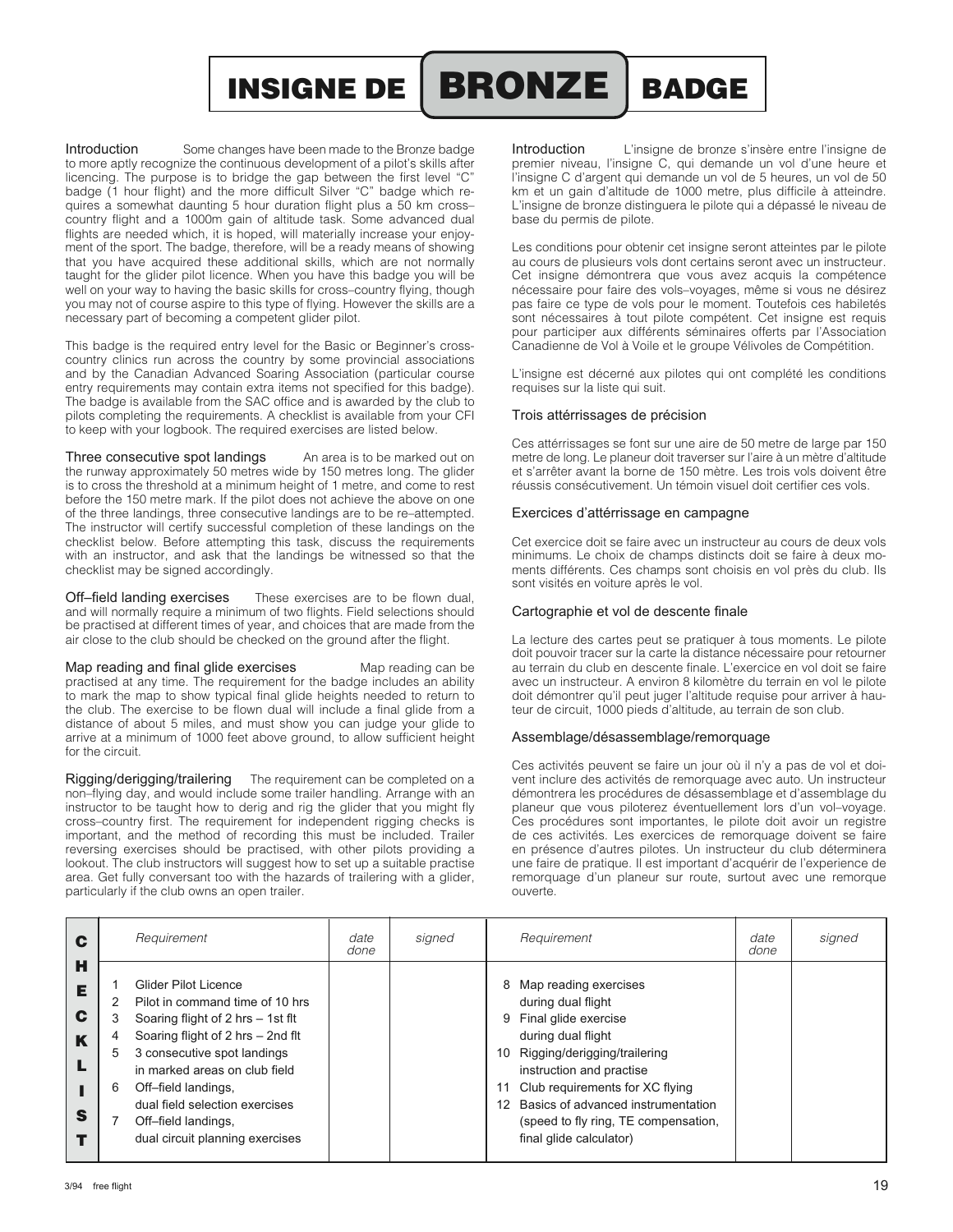# INSIGNE DE BRONZE BADGE

**Introduction** Some changes have been made to the Bronze badge to more aptly recognize the continuous development of a pilot's skills after licencing. The purpose is to bridge the gap between the first level "C" badge (1 hour flight) and the more difficult Silver "C" badge which requires a somewhat daunting 5 hour duration flight plus a 50 km cross–country flight and a 1000m gain of altitude task. Some advanced dual flights are needed which, it is hoped, will materially increase your enjoyment of the sport. The badge, therefore, will be a ready means of showing that you have acquired these additional skills, which are not normally taught for the glider pilot licence. When you have this badge you will be well on your way to having the basic skills for cross–country flying, though you may not of course aspire to this type of flying. However the skills are a necessary part of becoming a competent glider pilot.

This badge is the required entry level for the Basic or Beginner's cross-country clinics run across the country by some provincial associations and by the Canadian Advanced Soaring Association (particular course entry requirements may contain extra items not specified for this badge). The badge is available from the SAC office and is awarded by the club to pilots completing the requirements. A checklist is available from your CFI to keep with your logbook. The required exercises are listed below.

**Three consecutive spot landings** An area is to be marked out on the runway approximately 50 metres wide by 150 metres long. The glider is to cross the threshold at a minimum height of 1 metre, and come to rest before the 150 metre mark. If the pilot does not achieve the above on one of the three landings, three consecutive landings are to be re–attempted. The instructor will certify successful completion of these landings on the checklist below. Before attempting this task, discuss the requirements with an instructor, and ask that the landings be witnessed so that the checklist may be signed accordingly.

**Off–field landing exercises** These exercises are to be flown dual, and will normally require a minimum of two flights. Field selections should be practised at different times of year, and choices that are made from the air close to the club should be checked on the ground after the flight.

**Map reading and final glide exercises** Map reading can be practised at any time. The requirement for the badge includes an ability to mark the map to show typical final glide heights needed to return to the club. The exercise to be flown dual will include a final glide from a distance of about 5 miles, and must show you can judge your glide to arrive at a minimum of 1000 feet above ground, to allow sufficient height for the circuit.

**Rigging/derigging/trailering** The requirement can be completed on a non–flying day, and would include some trailer handling. Arrange with an instructor to be taught how to derig and rig the glider that you might fly cross–country first. The requirement for independent rigging checks is important, and the method of recording this must be included. Trailer reversing exercises should be practised, with other pilots providing a lookout. The club instructors will suggest how to set up a suitable practise area. Get fully conversant too with the hazards of trailering with a glider, particularly if the club owns an open trailer.

**Introduction** L'insigne de bronze s'insère entre l'insigne de premier niveau, l'insigne C, qui demande un vol d'une heure et l'insigne C d'argent qui demande un vol de 5 heures, un vol de 50 km et un gain d'altitude de 1000 metre, plus difficile à atteindre. L'insigne de bronze distinguera le pilote qui a dépassé le niveau de base du permis de pilote.

Les conditions pour obtenir cet insigne seront atteintes par le pilote au cours de plusieurs vols dont certains seront avec un instructeur. Cet insigne démontrera que vous avez acquis la compétence nécessaire pour faire des vols–voyages, même si vous ne désirez pas faire ce type de vols pour le moment. Toutefois ces habiletés sont nécessaires à tout pilote compétent. Cet insigne est requis pour participer aux différents séminaires offerts par l'Association Canadienne de Vol à Voile et le groupe Vélivoles de Compétition.

L'insigne est décerné aux pilotes qui ont complété les conditions requises sur la liste qui suit.

### Trois attérrissages de précision

Ces attérrissages se font sur une aire de 50 metre de large par 150 metre de long. Le planeur doit traverser sur l'aire à un mètre d'altitude et s'arrêter avant la borne de 150 mètre. Les trois vols doivent être réussis consécutivement. Un témoin visuel doit certifier ces vols.

### Exercices d'attérrissage en campagne

Cet exercice doit se faire avec un instructeur au cours de deux vols minimums. Le choix de champs distincts doit se faire à deux moments différents. Ces champs sont choisis en vol près du club. Ils sont visités en voiture après le vol.

### Cartographie et vol de descente finale

La lecture des cartes peut se pratiquer à tous moments. Le pilote doit pouvoir tracer sur la carte la distance nécessaire pour retourner au terrain du club en descente finale. L'exercice en vol doit se faire avec un instructeur. A environ 8 kilomètre du terrain en vol le pilote doit démontrer qu'il peut juger l'altitude requise pour arriver à hauteur de circuit, 1000 pieds d'altitude, au terrain de son club.

### Assemblage/désassemblage/remorquage

Ces activités peuvent se faire un jour où il n'y a pas de vol et doivent inclure des activités de remorquage avec auto. Un instructeur démontrera les procédures de désassemblage et d'assemblage du planeur que vous piloterez éventuellement lors d'un vol–voyage. Ces procédures sont importantes, le pilote doit avoir un registre de ces activités. Les exercices de remorquage doivent se faire en présence d'autres pilotes. Un instructeur du club déterminera une faire de pratique. Il est important d'acquérir de l'experience de remorquage d'un planeur sur route, surtout avec une remorque ouverte.

**CHECKLIST**

| Requirement | date done | signed | Requirement | date done | signed |
|---|---|---|---|---|---|
| 1 Glider Pilot Licence | | | 8 Map reading exercises during dual flight | | |
| 2 Pilot in command time of 10 hrs | | | 9 Final glide exercise during dual flight | | |
| 3 Soaring flight of 2 hrs – 1st flt | | | 10 Rigging/derigging/trailering instruction and practise | | |
| 4 Soaring flight of 2 hrs – 2nd flt | | | 11 Club requirements for XC flying | | |
| 5 3 consecutive spot landings in marked areas on club field | | | 12 Basics of advanced instrumentation (speed to fly ring, TE compensation, final glide calculator) | | |
| 6 Off–field landings, dual field selection exercises | | | | | |
| 7 Off–field landings, dual circuit planning exercises | | | | | |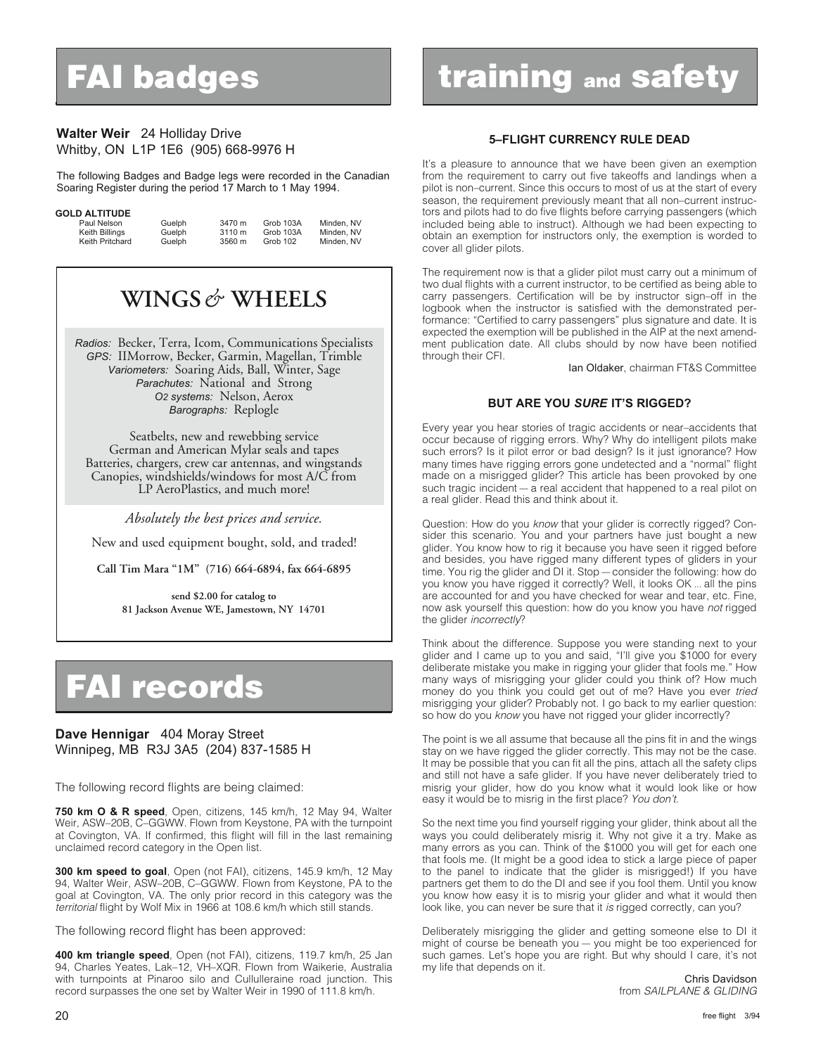# FAI badges

**Walter Weir** 24 Holliday Drive
Whitby, ON L1P 1E6 (905) 668-9976 H

The following Badges and Badge legs were recorded in the Canadian Soaring Register during the period 17 March to 1 May 1994.

**GOLD ALTITUDE**

| | | | | |
|---|---|---|---|---|
| Paul Nelson | Guelph | 3470 m | Grob 103A | Minden, NV |
| Keith Billings | Guelph | 3110 m | Grob 103A | Minden, NV |
| Keith Pritchard | Guelph | 3560 m | Grob 102 | Minden, NV |

## WINGS & WHEELS

*Radios:* Becker, Terra, Icom, Communications Specialists
*GPS:* IIMorrow, Becker, Garmin, Magellan, Trimble
*Variometers:* Soaring Aids, Ball, Winter, Sage
*Parachutes:* National and Strong
*O2 systems:* Nelson, Aerox
*Barographs:* Replogle

Seatbelts, new and rewebbing service
German and American Mylar seals and tapes
Batteries, chargers, crew car antennas, and wingstands
Canopies, windshields/windows for most A/C from LP AeroPlastics, and much more!

*Absolutely the best prices and service.*

New and used equipment bought, sold, and traded!

**Call Tim Mara "1M" (716) 664-6894, fax 664-6895**

**send $2.00 for catalog to
81 Jackson Avenue WE, Jamestown, NY 14701**

# FAI records

**Dave Hennigar** 404 Moray Street
Winnipeg, MB R3J 3A5 (204) 837-1585 H

The following record flights are being claimed:

**750 km O & R speed**, Open, citizens, 145 km/h, 12 May 94, Walter Weir, ASW–20B, C–GGWW. Flown from Keystone, PA with the turnpoint at Covington, VA. If confirmed, this flight will fill in the last remaining unclaimed record category in the Open list.

**300 km speed to goal**, Open (not FAI), citizens, 145.9 km/h, 12 May 94, Walter Weir, ASW–20B, C–GGWW. Flown from Keystone, PA to the goal at Covington, VA. The only prior record in this category was the *territorial* flight by Wolf Mix in 1966 at 108.6 km/h which still stands.

The following record flight has been approved:

**400 km triangle speed**, Open (not FAI), citizens, 119.7 km/h, 25 Jan 94, Charles Yeates, Lak–12, VH–XQR. Flown from Waikerie, Australia with turnpoints at Pinaroo silo and Cullulleraine road junction. This record surpasses the one set by Walter Weir in 1990 of 111.8 km/h.

# training and safety

### 5–FLIGHT CURRENCY RULE DEAD

It's a pleasure to announce that we have been given an exemption from the requirement to carry out five takeoffs and landings when a pilot is non–current. Since this occurs to most of us at the start of every season, the requirement previously meant that all non–current instructors and pilots had to do five flights before carrying passengers (which included being able to instruct). Although we had been expecting to obtain an exemption for instructors only, the exemption is worded to cover all glider pilots.

The requirement now is that a glider pilot must carry out a minimum of two dual flights with a current instructor, to be certified as being able to carry passengers. Certification will be by instructor sign–off in the logbook when the instructor is satisfied with the demonstrated performance: "Certified to carry passengers" plus signature and date. It is expected the exemption will be published in the AIP at the next amendment publication date. All clubs should by now have been notified through their CFI.

Ian Oldaker, chairman FT&S Committee

### BUT ARE YOU *SURE* IT'S RIGGED?

Every year you hear stories of tragic accidents or near–accidents that occur because of rigging errors. Why? Why do intelligent pilots make such errors? Is it pilot error or bad design? Is it just ignorance? How many times have rigging errors gone undetected and a "normal" flight made on a misrigged glider? This article has been provoked by one such tragic incident — a real accident that happened to a real pilot on a real glider. Read this and think about it.

Question: How do you *know* that your glider is correctly rigged? Consider this scenario. You and your partners have just bought a new glider. You know how to rig it because you have seen it rigged before and besides, you have rigged many different types of gliders in your time. You rig the glider and DI it. Stop — consider the following: how do you know you have rigged it correctly? Well, it looks OK ... all the pins are accounted for and you have checked for wear and tear, etc. Fine, now ask yourself this question: how do you know you have *not* rigged the glider *incorrectly*?

Think about the difference. Suppose you were standing next to your glider and I came up to you and said, "I'll give you $1000 for every deliberate mistake you make in rigging your glider that fools me." How many ways of misrigging your glider could you think of? How much money do you think you could get out of me? Have you ever *tried* misrigging your glider? Probably not. I go back to my earlier question: so how do you *know* you have not rigged your glider incorrectly?

The point is we all assume that because all the pins fit in and the wings stay on we have rigged the glider correctly. This may not be the case. It may be possible that you can fit all the pins, attach all the safety clips and still not have a safe glider. If you have never deliberately tried to misrig your glider, how do you know what it would look like or how easy it would be to misrig in the first place? *You don't.*

So the next time you find yourself rigging your glider, think about all the ways you could deliberately misrig it. Why not give it a try. Make as many errors as you can. Think of the $1000 you will get for each one that fools me. (It might be a good idea to stick a large piece of paper to the panel to indicate that the glider is misrigged!) If you have partners get them to do the DI and see if you fool them. Until you know you know how easy it is to misrig your glider and what it would then look like, you can never be sure that it *is* rigged correctly, can you?

Deliberately misrigging the glider and getting someone else to DI it might of course be beneath you — you might be too experienced for such games. Let's hope you are right. But why should I care, it's not my life that depends on it.

Chris Davidson
from *SAILPLANE & GLIDING*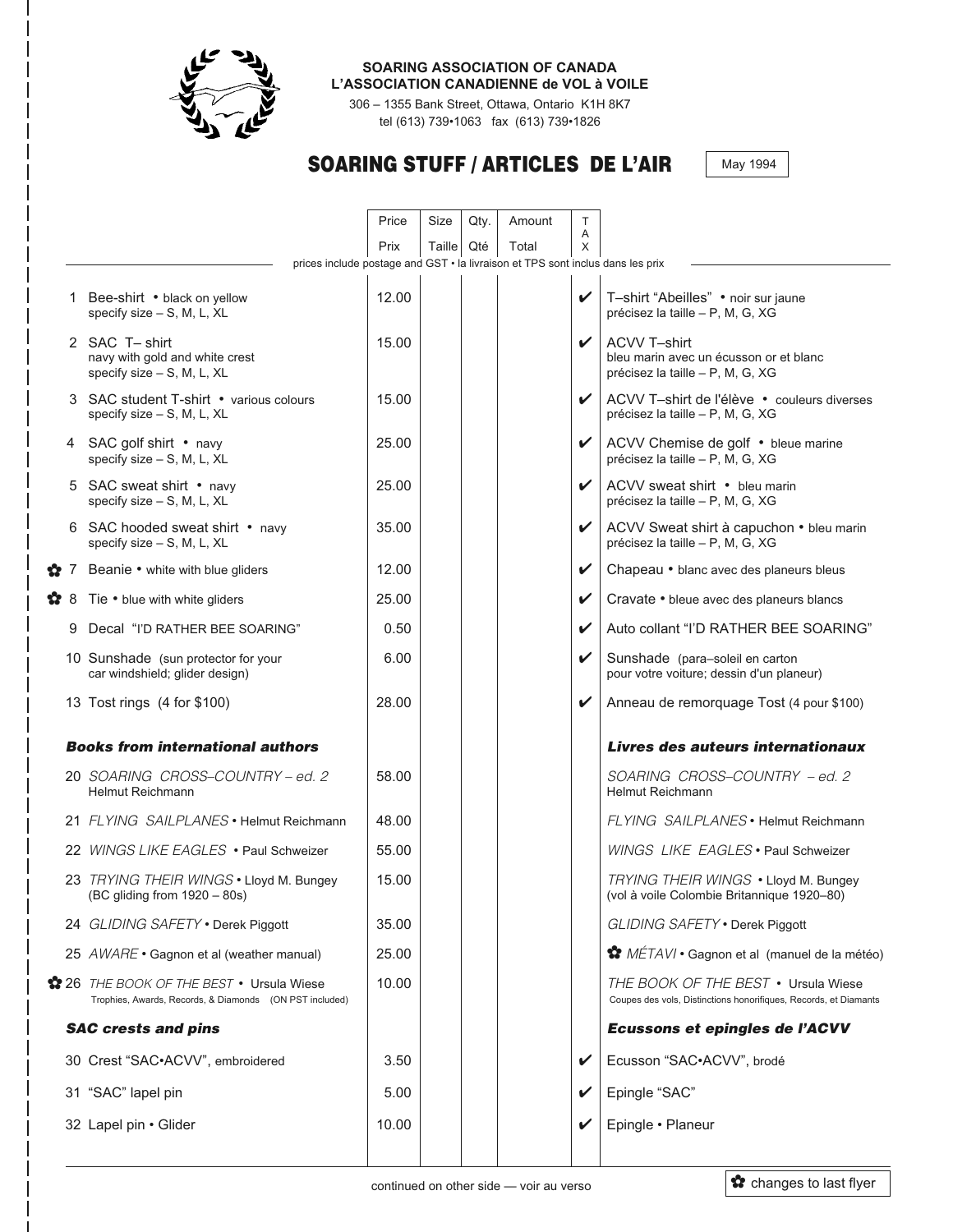**SOARING ASSOCIATION OF CANADA**
**L'ASSOCIATION CANADIENNE de VOL à VOILE**

306 – 1355 Bank Street, Ottawa, Ontario K1H 8K7
tel (613) 739•1063 fax (613) 739•1826

# SOARING STUFF / ARTICLES DE L'AIR

May 1994

prices include postage and GST • la livraison et TPS sont inclus dans les prix

| | Item | Price / Prix | Size / Taille | Qty. / Qté | Amount / Total | TAX | Article |
|---|---|---|---|---|---|---|---|
| | 1 Bee-shirt • black on yellow<br>specify size – S, M, L, XL | 12.00 | | | | ✔ | T–shirt "Abeilles" • noir sur jaune<br>précisez la taille – P, M, G, XG |
| | 2 SAC T– shirt<br>navy with gold and white crest<br>specify size – S, M, L, XL | 15.00 | | | | ✔ | ACVV T–shirt<br>bleu marin avec un écusson or et blanc<br>précisez la taille – P, M, G, XG |
| | 3 SAC student T-shirt • various colours<br>specify size – S, M, L, XL | 15.00 | | | | ✔ | ACVV T–shirt de l'élève • couleurs diverses<br>précisez la taille – P, M, G, XG |
| | 4 SAC golf shirt • navy<br>specify size – S, M, L, XL | 25.00 | | | | ✔ | ACVV Chemise de golf • bleue marine<br>précisez la taille – P, M, G, XG |
| | 5 SAC sweat shirt • navy<br>specify size – S, M, L, XL | 25.00 | | | | ✔ | ACVV sweat shirt • bleu marin<br>précisez la taille – P, M, G, XG |
| | 6 SAC hooded sweat shirt • navy<br>specify size – S, M, L, XL | 35.00 | | | | ✔ | ACVV Sweat shirt à capuchon • bleu marin<br>précisez la taille – P, M, G, XG |
| ✿ | 7 Beanie • white with blue gliders | 12.00 | | | | ✔ | Chapeau • blanc avec des planeurs bleus |
| ✿ | 8 Tie • blue with white gliders | 25.00 | | | | ✔ | Cravate • bleue avec des planeurs blancs |
| | 9 Decal "I'D RATHER BEE SOARING" | 0.50 | | | | ✔ | Auto collant "I'D RATHER BEE SOARING" |
| | 10 Sunshade (sun protector for your car windshield; glider design) | 6.00 | | | | ✔ | Sunshade (para–soleil en carton pour votre voiture; dessin d'un planeur) |
| | 13 Tost rings (4 for $100) | 28.00 | | | | ✔ | Anneau de remorquage Tost (4 pour $100) |
| | ***Books from international authors*** | | | | | | ***Livres des auteurs internationaux*** |
| | 20 *SOARING CROSS–COUNTRY – ed. 2*<br>Helmut Reichmann | 58.00 | | | | | *SOARING CROSS–COUNTRY – ed. 2*<br>Helmut Reichmann |
| | 21 *FLYING SAILPLANES* • Helmut Reichmann | 48.00 | | | | | *FLYING SAILPLANES* • Helmut Reichmann |
| | 22 *WINGS LIKE EAGLES* • Paul Schweizer | 55.00 | | | | | *WINGS LIKE EAGLES* • Paul Schweizer |
| | 23 *TRYING THEIR WINGS* • Lloyd M. Bungey<br>(BC gliding from 1920 – 80s) | 15.00 | | | | | *TRYING THEIR WINGS* • Lloyd M. Bungey<br>(vol à voile Colombie Britannique 1920–80) |
| | 24 *GLIDING SAFETY* • Derek Piggott | 35.00 | | | | | *GLIDING SAFETY* • Derek Piggott |
| | 25 *AWARE* • Gagnon et al (weather manual) | 25.00 | | | | | ✿ *MÉTAVI* • Gagnon et al (manuel de la météo) |
| ✿ | 26 *THE BOOK OF THE BEST* • Ursula Wiese<br>Trophies, Awards, Records, & Diamonds (ON PST included) | 10.00 | | | | | *THE BOOK OF THE BEST* • Ursula Wiese<br>Coupes des vols, Distinctions honorifiques, Records, et Diamants |
| | ***SAC crests and pins*** | | | | | | ***Ecussons et epingles de l'ACVV*** |
| | 30 Crest "SAC•ACVV", embroidered | 3.50 | | | | ✔ | Ecusson "SAC•ACVV", brodé |
| | 31 "SAC" lapel pin | 5.00 | | | | ✔ | Epingle "SAC" |
| | 32 Lapel pin • Glider | 10.00 | | | | ✔ | Epingle • Planeur |

continued on other side — voir au verso

✿ changes to last flyer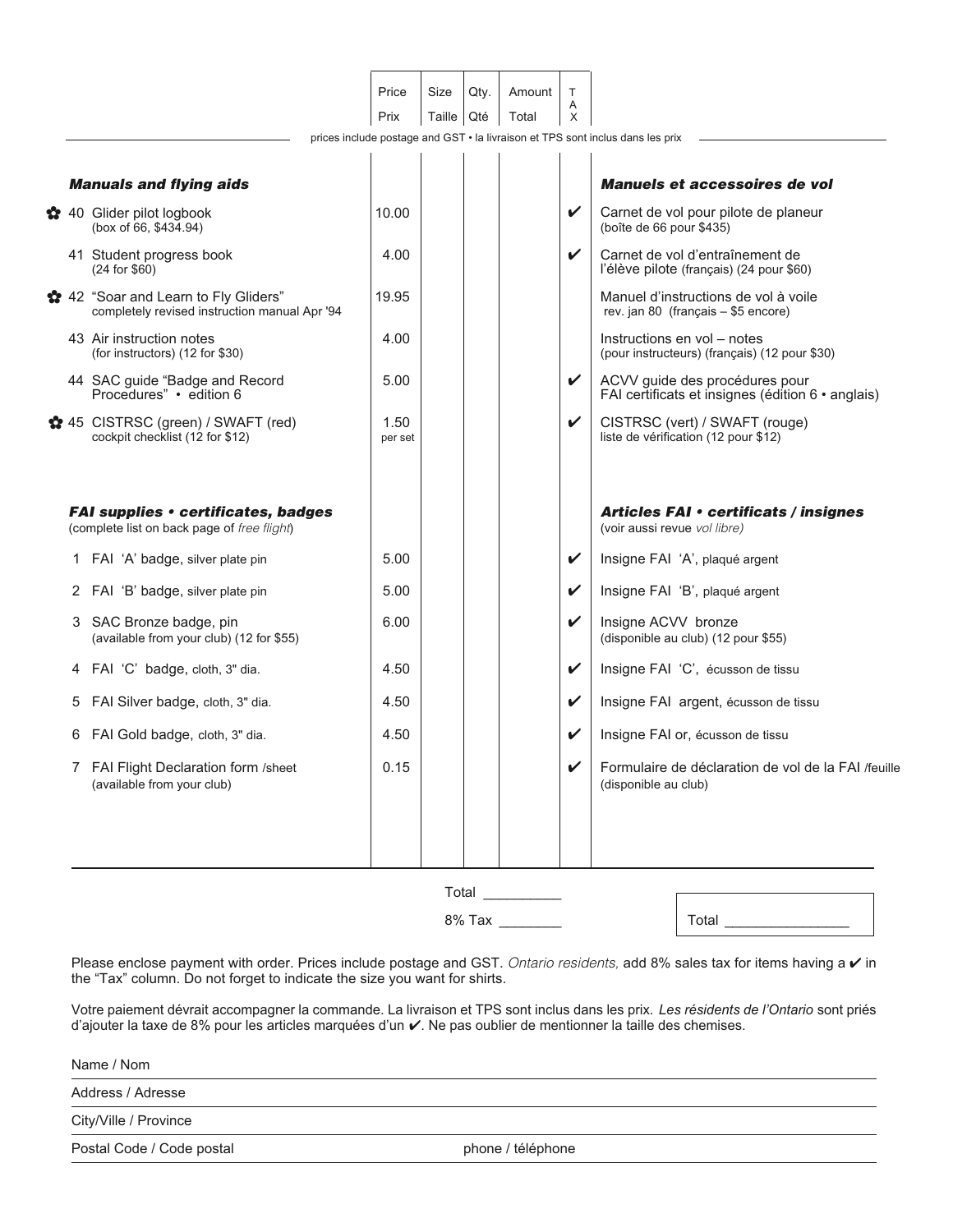| | Price / Prix | Size / Taille | Qty. / Qté | Amount / Total | TAX | |
|---|---|---|---|---|---|---|
| *prices include postage and GST • la livraison et TPS sont inclus dans les prix* | | | | | | |
| ***Manuals and flying aids*** | | | | | | ***Manuels et accessoires de vol*** |
| ✿ 40 Glider pilot logbook (box of 66, $434.94) | 10.00 | | | | ✔ | Carnet de vol pour pilote de planeur (boîte de 66 pour $435) |
| 41 Student progress book (24 for $60) | 4.00 | | | | ✔ | Carnet de vol d'entraînement de l'élève pilote (français) (24 pour $60) |
| ✿ 42 "Soar and Learn to Fly Gliders" completely revised instruction manual Apr '94 | 19.95 | | | | | Manuel d'instructions de vol à voile rev. jan 80 (français – $5 encore) |
| 43 Air instruction notes (for instructors) (12 for $30) | 4.00 | | | | | Instructions en vol – notes (pour instructeurs) (français) (12 pour $30) |
| 44 SAC guide "Badge and Record Procedures" • edition 6 | 5.00 | | | | ✔ | ACVV guide des procédures pour FAI certificats et insignes (édition 6 • anglais) |
| ✿ 45 CISTRSC (green) / SWAFT (red) cockpit checklist (12 for $12) | 1.50 per set | | | | ✔ | CISTRSC (vert) / SWAFT (rouge) liste de vérification (12 pour $12) |
| ***FAI supplies • certificates, badges*** (complete list on back page of *free flight*) | | | | | | ***Articles FAI • certificats / insignes*** (voir aussi revue *vol libre)* |
| 1 FAI 'A' badge, silver plate pin | 5.00 | | | | ✔ | Insigne FAI 'A', plaqué argent |
| 2 FAI 'B' badge, silver plate pin | 5.00 | | | | ✔ | Insigne FAI 'B', plaqué argent |
| 3 SAC Bronze badge, pin (available from your club) (12 for $55) | 6.00 | | | | ✔ | Insigne ACVV bronze (disponible au club) (12 pour $55) |
| 4 FAI 'C' badge, cloth, 3" dia. | 4.50 | | | | ✔ | Insigne FAI 'C', écusson de tissu |
| 5 FAI Silver badge, cloth, 3" dia. | 4.50 | | | | ✔ | Insigne FAI argent, écusson de tissu |
| 6 FAI Gold badge, cloth, 3" dia. | 4.50 | | | | ✔ | Insigne FAI or, écusson de tissu |
| 7 FAI Flight Declaration form /sheet (available from your club) | 0.15 | | | | ✔ | Formulaire de déclaration de vol de la FAI /feuille (disponible au club) |

Total __________

8% Tax ________

Total ________________

Please enclose payment with order. Prices include postage and GST. *Ontario residents,* add 8% sales tax for items having a ✔ in the "Tax" column. Do not forget to indicate the size you want for shirts.

Votre paiement dévrait accompagner la commande. La livraison et TPS sont inclus dans les prix. *Les résidents de l'Ontario* sont priés d'ajouter la taxe de 8% pour les articles marquées d'un ✔. Ne pas oublier de mentionner la taille des chemises.

Name / Nom

Address / Adresse

City/Ville / Province

Postal Code / Code postal phone / téléphone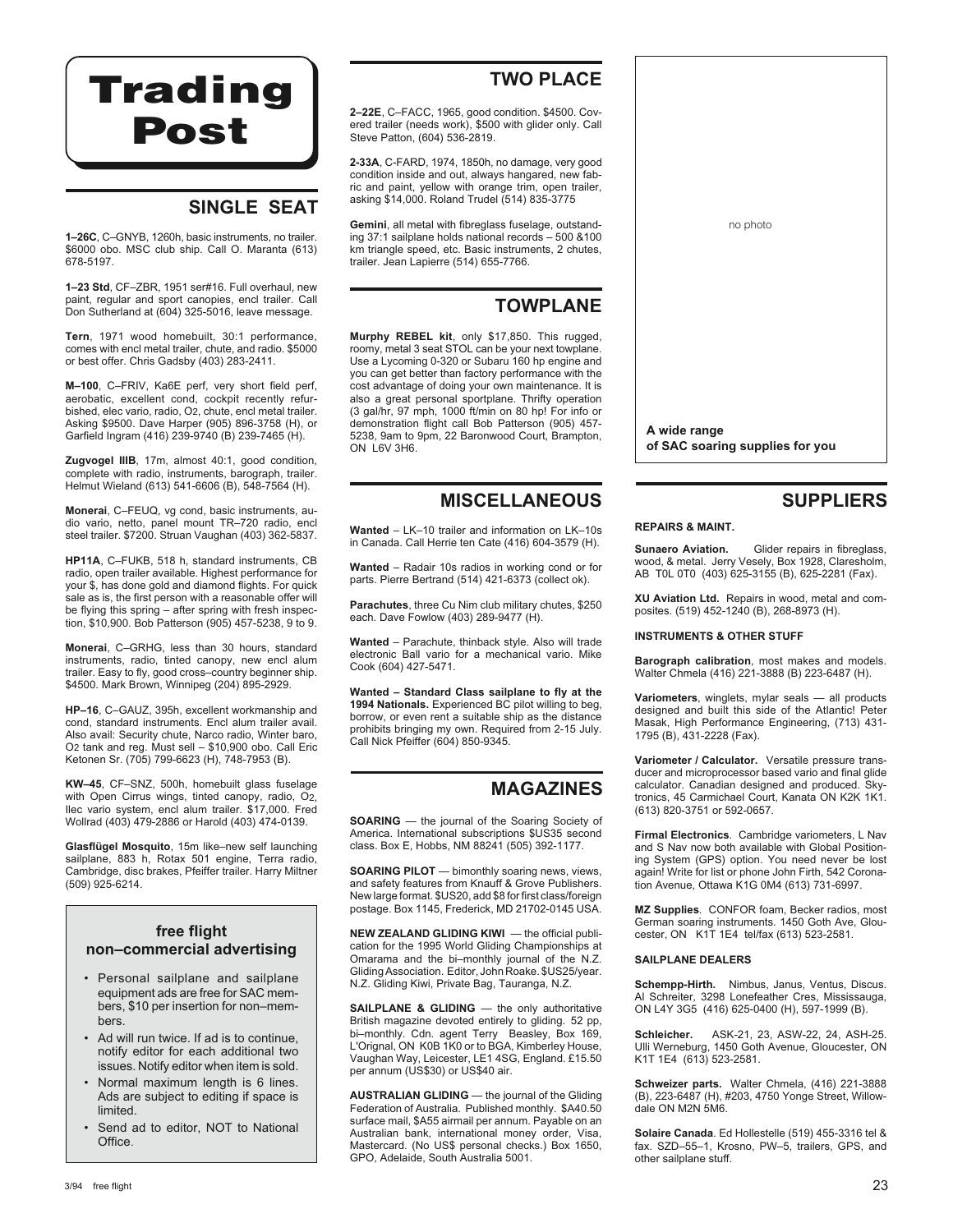# Trading Post

## SINGLE SEAT

**1–26C**, C–GNYB, 1260h, basic instruments, no trailer. $6000 obo. MSC club ship. Call O. Maranta (613) 678-5197.

**1–23 Std**, CF–ZBR, 1951 ser#16. Full overhaul, new paint, regular and sport canopies, encl trailer. Call Don Sutherland at (604) 325-5016, leave message.

**Tern**, 1971 wood homebuilt, 30:1 performance, comes with encl metal trailer, chute, and radio. $5000 or best offer. Chris Gadsby (403) 283-2411.

**M–100**, C–FRIV, Ka6E perf, very short field perf, aerobatic, excellent cond, cockpit recently refurbished, elec vario, radio, O2, chute, encl metal trailer. Asking $9500. Dave Harper (905) 896-3758 (H), or Garfield Ingram (416) 239-9740 (B) 239-7465 (H).

**Zugvogel IIIB**, 17m, almost 40:1, good condition, complete with radio, instruments, barograph, trailer. Helmut Wieland (613) 541-6606 (B), 548-7564 (H).

**Monerai**, C–FEUQ, vg cond, basic instruments, audio vario, netto, panel mount TR–720 radio, encl steel trailer. $7200. Struan Vaughan (403) 362-5837.

**HP11A**, C–FUKB, 518 h, standard instruments, CB radio, open trailer available. Highest performance for your $, has done gold and diamond flights. For quick sale as is, the first person with a reasonable offer will be flying this spring – after spring with fresh inspection, $10,900. Bob Patterson (905) 457-5238, 9 to 9.

**Monerai**, C–GRHG, less than 30 hours, standard instruments, radio, tinted canopy, new encl alum trailer. Easy to fly, good cross–country beginner ship. $4500. Mark Brown, Winnipeg (204) 895-2929.

**HP–16**, C–GAUZ, 395h, excellent workmanship and cond, standard instruments. Encl alum trailer avail. Also avail: Security chute, Narco radio, Winter baro, $O_2$ tank and reg. Must sell – $10,900 obo. Call Eric Ketonen Sr. (705) 799-6623 (H), 748-7953 (B).

**KW–45**, CF–SNZ, 500h, homebuilt glass fuselage with Open Cirrus wings, tinted canopy, radio, $O_2$, Ilec vario system, encl alum trailer. $17,000. Fred Wollrad (403) 479-2886 or Harold (403) 474-0139.

**Glasflügel Mosquito**, 15m like–new self launching sailplane, 883 h, Rotax 501 engine, Terra radio, Cambridge, disc brakes, Pfeiffer trailer. Harry Miltner (509) 925-6214.

### free flight non–commercial advertising

- Personal sailplane and sailplane equipment ads are free for SAC members, $10 per insertion for non–members.
- Ad will run twice. If ad is to continue, notify editor for each additional two issues. Notify editor when item is sold.
- Normal maximum length is 6 lines. Ads are subject to editing if space is limited.
- Send ad to editor, NOT to National Office.

## TWO PLACE

**2–22E**, C–FACC, 1965, good condition. $4500. Covered trailer (needs work), $500 with glider only. Call Steve Patton, (604) 536-2819.

**2-33A**, C-FARD, 1974, 1850h, no damage, very good condition inside and out, always hangared, new fabric and paint, yellow with orange trim, open trailer, asking $14,000. Roland Trudel (514) 835-3775

**Gemini**, all metal with fibreglass fuselage, outstanding 37:1 sailplane holds national records – 500 &100 km triangle speed, etc. Basic instruments, 2 chutes, trailer. Jean Lapierre (514) 655-7766.

## TOWPLANE

**Murphy REBEL kit**, only $17,850. This rugged, roomy, metal 3 seat STOL can be your next towplane. Use a Lycoming 0-320 or Subaru 160 hp engine and you can get better than factory performance with the cost advantage of doing your own maintenance. It is also a great personal sportplane. Thrifty operation (3 gal/hr, 97 mph, 1000 ft/min on 80 hp! For info or demonstration flight call Bob Patterson (905) 457-5238, 9am to 9pm, 22 Baronwood Court, Brampton, ON L6V 3H6.

## MISCELLANEOUS

**Wanted** – LK–10 trailer and information on LK–10s in Canada. Call Herrie ten Cate (416) 604-3579 (H).

**Wanted** – Radair 10s radios in working cond or for parts. Pierre Bertrand (514) 421-6373 (collect ok).

**Parachutes**, three Cu Nim club military chutes, $250 each. Dave Fowlow (403) 289-9477 (H).

**Wanted** – Parachute, thinback style. Also will trade electronic Ball vario for a mechanical vario. Mike Cook (604) 427-5471.

**Wanted – Standard Class sailplane to fly at the 1994 Nationals.** Experienced BC pilot willing to beg, borrow, or even rent a suitable ship as the distance prohibits bringing my own. Required from 2-15 July. Call Nick Pfeiffer (604) 850-9345.

## MAGAZINES

**SOARING** — the journal of the Soaring Society of America. International subscriptions $US35 second class. Box E, Hobbs, NM 88241 (505) 392-1177.

**SOARING PILOT** — bimonthly soaring news, views, and safety features from Knauff & Grove Publishers. New large format. $US20, add $8 for first class/foreign postage. Box 1145, Frederick, MD 21702-0145 USA.

**NEW ZEALAND GLIDING KIWI** — the official publication for the 1995 World Gliding Championships at Omarama and the bi–monthly journal of the N.Z. Gliding Association. Editor, John Roake. $US25/year. N.Z. Gliding Kiwi, Private Bag, Tauranga, N.Z.

**SAILPLANE & GLIDING** — the only authoritative British magazine devoted entirely to gliding. 52 pp, bi–monthly. Cdn. agent Terry Beasley, Box 169, L'Orignal, ON K0B 1K0 or to BGA, Kimberley House, Vaughan Way, Leicester, LE1 4SG, England. £15.50 per annum (US$30) or US$40 air.

**AUSTRALIAN GLIDING** — the journal of the Gliding Federation of Australia. Published monthly. $A40.50 surface mail, $A55 airmail per annum. Payable on an Australian bank, international money order, Visa, Mastercard. (No US$ personal checks.) Box 1650, GPO, Adelaide, South Australia 5001.

no photo

**A wide range of SAC soaring supplies for you**

## SUPPLIERS

### REPAIRS & MAINT.

**Sunaero Aviation.** Glider repairs in fibreglass, wood, & metal. Jerry Vesely, Box 1928, Claresholm, AB T0L 0T0 (403) 625-3155 (B), 625-2281 (Fax).

**XU Aviation Ltd.** Repairs in wood, metal and composites. (519) 452-1240 (B), 268-8973 (H).

### INSTRUMENTS & OTHER STUFF

**Barograph calibration**, most makes and models. Walter Chmela (416) 221-3888 (B) 223-6487 (H).

**Variometers**, winglets, mylar seals — all products designed and built this side of the Atlantic! Peter Masak, High Performance Engineering, (713) 431-1795 (B), 431-2228 (Fax).

**Variometer / Calculator.** Versatile pressure transducer and microprocessor based vario and final glide calculator. Canadian designed and produced. Skytronics, 45 Carmichael Court, Kanata ON K2K 1K1. (613) 820-3751 or 592-0657.

**Firmal Electronics**. Cambridge variometers, L Nav and S Nav now both available with Global Positioning System (GPS) option. You need never be lost again! Write for list or phone John Firth, 542 Coronation Avenue, Ottawa K1G 0M4 (613) 731-6997.

**MZ Supplies**. CONFOR foam, Becker radios, most German soaring instruments. 1450 Goth Ave, Gloucester, ON K1T 1E4 tel/fax (613) 523-2581.

### SAILPLANE DEALERS

**Schempp-Hirth.** Nimbus, Janus, Ventus, Discus. Al Schreiter, 3298 Lonefeather Cres, Mississauga, ON L4Y 3G5 (416) 625-0400 (H), 597-1999 (B).

**Schleicher.** ASK-21, 23, ASW-22, 24, ASH-25. Ulli Werneburg, 1450 Goth Avenue, Gloucester, ON K1T 1E4 (613) 523-2581.

**Schweizer parts.** Walter Chmela, (416) 221-3888 (B), 223-6487 (H), #203, 4750 Yonge Street, Willowdale ON M2N 5M6.

**Solaire Canada**. Ed Hollestelle (519) 455-3316 tel & fax. SZD–55–1, Krosno, PW–5, trailers, GPS, and other sailplane stuff.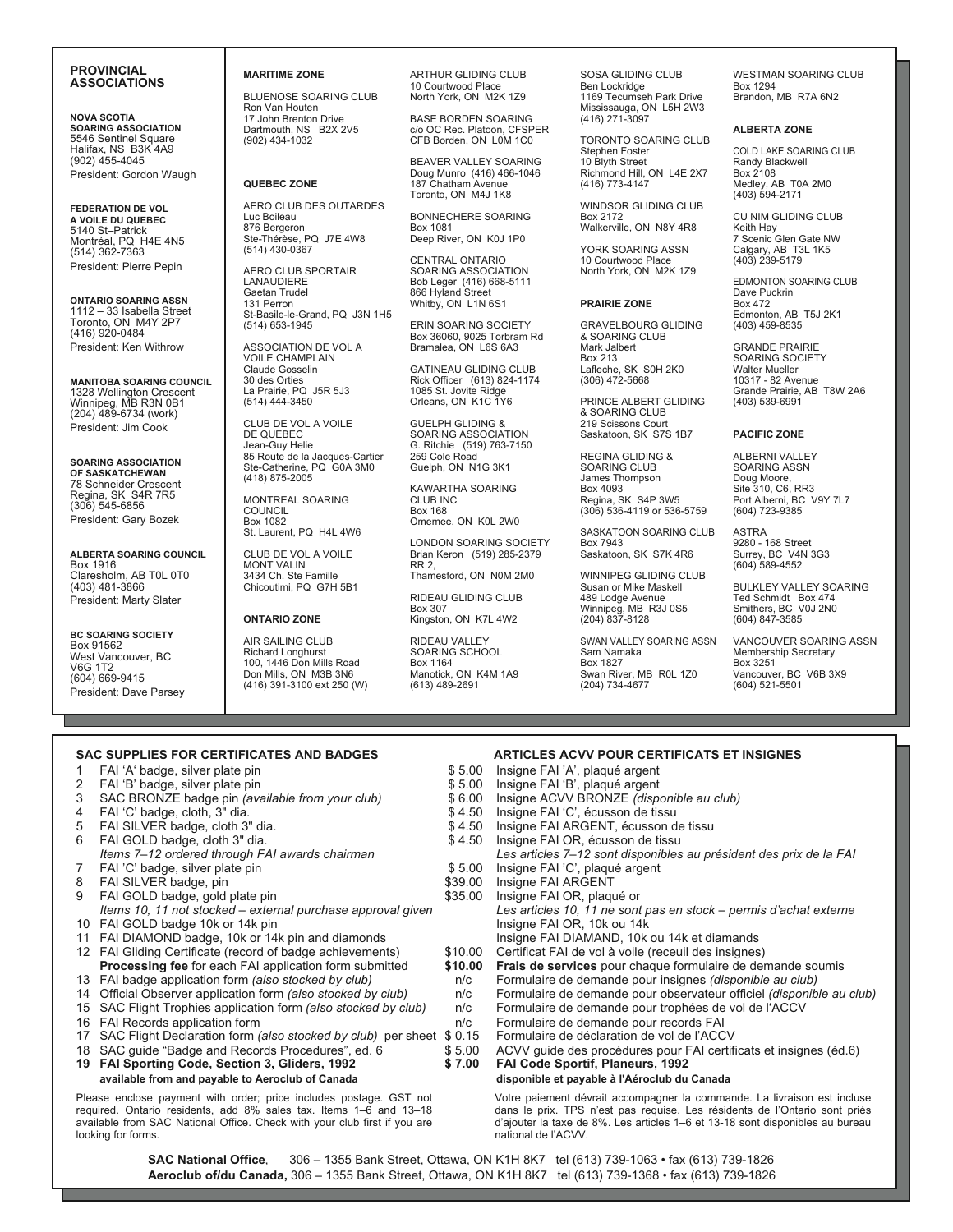## PROVINCIAL ASSOCIATIONS

**NOVA SCOTIA SOARING ASSOCIATION**
5546 Sentinel Square
Halifax, NS B3K 4A9
(902) 455-4045
President: Gordon Waugh

**FEDERATION DE VOL A VOILE DU QUEBEC**
5140 St–Patrick
Montréal, PQ H4E 4N5
(514) 362-7363
President: Pierre Pepin

**ONTARIO SOARING ASSN**
1112 – 33 Isabella Street
Toronto, ON M4Y 2P7
(416) 920-0484
President: Ken Withrow

**MANITOBA SOARING COUNCIL**
1328 Wellington Crescent
Winnipeg, MB R3N 0B1
(204) 489-6734 (work)
President: Jim Cook

**SOARING ASSOCIATION OF SASKATCHEWAN**
78 Schneider Crescent
Regina, SK S4R 7R5
(306) 545-6856
President: Gary Bozek

**ALBERTA SOARING COUNCIL**
Box 1916
Claresholm, AB T0L 0T0
(403) 481-3866
President: Marty Slater

**BC SOARING SOCIETY**
Box 91562
West Vancouver, BC
V6G 1T2
(604) 669-9415
President: Dave Parsey

### MARITIME ZONE

BLUENOSE SOARING CLUB
Ron Van Houten
17 John Brenton Drive
Dartmouth, NS B2X 2V5
(902) 434-1032

### QUEBEC ZONE

AERO CLUB DES OUTARDES
Luc Boileau
876 Bergeron
Ste-Thérèse, PQ J7E 4W8
(514) 430-0367

AERO CLUB SPORTAIR LANAUDIERE
Gaetan Trudel
131 Perron
St-Basile-le-Grand, PQ J3N 1H5
(514) 653-1945

ASSOCIATION DE VOL A VOILE CHAMPLAIN
Claude Gosselin
30 des Orties
La Prairie, PQ J5R 5J3
(514) 444-3450

CLUB DE VOL A VOILE DE QUEBEC
Jean-Guy Helie
85 Route de la Jacques-Cartier
Ste-Catherine, PQ G0A 3M0
(418) 875-2005

MONTREAL SOARING COUNCIL
Box 1082
St. Laurent, PQ H4L 4W6

CLUB DE VOL A VOILE MONT VALIN
3434 Ch. Ste Famille
Chicoutimi, PQ G7H 5B1

### ONTARIO ZONE

AIR SAILING CLUB
Richard Longhurst
100, 1446 Don Mills Road
Don Mills, ON M3B 3N6
(416) 391-3100 ext 250 (W)

ARTHUR GLIDING CLUB
10 Courtwood Place
North York, ON M2K 1Z9

BASE BORDEN SOARING
c/o OC Rec. Platoon, CFSPER
CFB Borden, ON L0M 1C0

BEAVER VALLEY SOARING
Doug Munro (416) 466-1046
187 Chatham Avenue
Toronto, ON M4J 1K8

BONNECHERE SOARING
Box 1081
Deep River, ON K0J 1P0

CENTRAL ONTARIO SOARING ASSOCIATION
Bob Leger (416) 668-5111
866 Hyland Street
Whitby, ON L1N 6S1

ERIN SOARING SOCIETY
Box 36060, 9025 Torbram Rd
Bramalea, ON L6S 6A3

GATINEAU GLIDING CLUB
Rick Officer (613) 824-1174
1085 St. Jovite Ridge
Orleans, ON K1C 1Y6

GUELPH GLIDING & SOARING ASSOCIATION
G. Ritchie (519) 763-7150
259 Cole Road
Guelph, ON N1G 3K1

KAWARTHA SOARING CLUB INC
Box 168
Omemee, ON K0L 2W0

LONDON SOARING SOCIETY
Brian Keron (519) 285-2379
RR 2,
Thamesford, ON N0M 2M0

RIDEAU GLIDING CLUB
Box 307
Kingston, ON K7L 4W2

RIDEAU VALLEY SOARING SCHOOL
Box 1164
Manotick, ON K4M 1A9
(613) 489-2691

SOSA GLIDING CLUB
Ben Lockridge
1169 Tecumseh Park Drive
Mississauga, ON L5H 2W3
(416) 271-3097

TORONTO SOARING CLUB
Stephen Foster
10 Blyth Street
Richmond Hill, ON L4E 2X7
(416) 773-4147

WINDSOR GLIDING CLUB
Box 2172
Walkerville, ON N8Y 4R8

YORK SOARING ASSN
10 Courtwood Place
North York, ON M2K 1Z9

### PRAIRIE ZONE

GRAVELBOURG GLIDING & SOARING CLUB
Mark Jalbert
Box 213
Lafleche, SK S0H 2K0
(306) 472-5668

PRINCE ALBERT GLIDING & SOARING CLUB
219 Scissons Court
Saskatoon, SK S7S 1B7

REGINA GLIDING & SOARING CLUB
James Thompson
Box 4093
Regina, SK S4P 3W5
(306) 536-4119 or 536-5759

SASKATOON SOARING CLUB
Box 7943
Saskatoon, SK S7K 4R6

WINNIPEG GLIDING CLUB
Susan or Mike Maskell
489 Lodge Avenue
Winnipeg, MB R3J 0S5
(204) 837-8128

SWAN VALLEY SOARING ASSN
Sam Namaka
Box 1827
Swan River, MB R0L 1Z0
(204) 734-4677

WESTMAN SOARING CLUB
Box 1294
Brandon, MB R7A 6N2

### ALBERTA ZONE

COLD LAKE SOARING CLUB
Randy Blackwell
Box 2108
Medley, AB T0A 2M0
(403) 594-2171

CU NIM GLIDING CLUB
Keith Hay
7 Scenic Glen Gate NW
Calgary, AB T3L 1K5
(403) 239-5179

EDMONTON SOARING CLUB
Dave Puckrin
Box 472
Edmonton, AB T5J 2K1
(403) 459-8535

GRANDE PRAIRIE SOARING SOCIETY
Walter Mueller
10317 - 82 Avenue
Grande Prairie, AB T8W 2A6
(403) 539-6991

### PACIFIC ZONE

ALBERNI VALLEY SOARING ASSN
Doug Moore,
Site 310, C6, RR3
Port Alberni, BC V9Y 7L7
(604) 723-9385

ASTRA
9280 - 168 Street
Surrey, BC V4N 3G3
(604) 589-4552

BULKLEY VALLEY SOARING
Ted Schmidt Box 474
Smithers, BC V0J 2N0
(604) 847-3585

VANCOUVER SOARING ASSN
Membership Secretary
Box 3251
Vancouver, BC V6B 3X9
(604) 521-5501

## SAC SUPPLIES FOR CERTIFICATES AND BADGES / ARTICLES ACVV POUR CERTIFICATS ET INSIGNES

| | SAC Supplies | Price | Articles ACVV |
|---|---|---|---|
| 1 | FAI 'A' badge, silver plate pin | $ 5.00 | Insigne FAI 'A', plaqué argent |
| 2 | FAI 'B' badge, silver plate pin | $ 5.00 | Insigne FAI 'B', plaqué argent |
| 3 | SAC BRONZE badge pin *(available from your club)* | $ 6.00 | Insigne ACVV BRONZE *(disponible au club)* |
| 4 | FAI 'C' badge, cloth, 3" dia. | $ 4.50 | Insigne FAI 'C', écusson de tissu |
| 5 | FAI SILVER badge, cloth 3" dia. | $ 4.50 | Insigne FAI ARGENT, écusson de tissu |
| 6 | FAI GOLD badge, cloth 3" dia. | $ 4.50 | Insigne FAI OR, écusson de tissu |
| | *Items 7–12 ordered through FAI awards chairman* | | *Les articles 7–12 sont disponibles au président des prix de la FAI* |
| 7 | FAI 'C' badge, silver plate pin | $ 5.00 | Insigne FAI 'C', plaqué argent |
| 8 | FAI SILVER badge, pin | $39.00 | Insigne FAI ARGENT |
| 9 | FAI GOLD badge, gold plate pin | $35.00 | Insigne FAI OR, plaqué or |
| | *Items 10, 11 not stocked – external purchase approval given* | | *Les articles 10, 11 ne sont pas en stock – permis d'achat externe* |
| 10 | FAI GOLD badge 10k or 14k pin | | Insigne FAI OR, 10k ou 14k |
| 11 | FAI DIAMOND badge, 10k or 14k pin and diamonds | | Insigne FAI DIAMAND, 10k ou 14k et diamands |
| 12 | FAI Gliding Certificate (record of badge achievements) | $10.00 | Certificat FAI de vol à voile (receuil des insignes) |
| | **Processing fee** for each FAI application form submitted | **$10.00** | **Frais de services** pour chaque formulaire de demande soumis |
| 13 | FAI badge application form *(also stocked by club)* | n/c | Formulaire de demande pour insignes *(disponible au club)* |
| 14 | Official Observer application form *(also stocked by club)* | n/c | Formulaire de demande pour observateur officiel *(disponible au club)* |
| 15 | SAC Flight Trophies application form *(also stocked by club)* | n/c | Formulaire de demande pour trophées de vol de l'ACCV |
| 16 | FAI Records application form | n/c | Formulaire de demande pour records FAI |
| 17 | SAC Flight Declaration form *(also stocked by club)* per sheet | $ 0.15 | Formulaire de déclaration de vol de l'ACCV |
| 18 | SAC guide "Badge and Records Procedures", ed. 6 | $ 5.00 | ACVV guide des procédures pour FAI certificats et insignes (éd.6) |
| **19** | **FAI Sporting Code, Section 3, Gliders, 1992** | **$ 7.00** | **FAI Code Sportif, Planeurs, 1992** |
| | **available from and payable to Aeroclub of Canada** | | **disponible et payable à l'Aéroclub du Canada** |

Please enclose payment with order; price includes postage. GST not required. Ontario residents, add 8% sales tax. Items 1–6 and 13–18 available from SAC National Office. Check with your club first if you are looking for forms.

Votre paiement dévrait accompagner la commande. La livraison est incluse dans le prix. TPS n'est pas requise. Les résidents de l'Ontario sont priés d'ajouter la taxe de 8%. Les articles 1–6 et 13-18 sont disponibles au bureau national de l'ACVV.

**SAC National Office**, 306 – 1355 Bank Street, Ottawa, ON K1H 8K7 tel (613) 739-1063 • fax (613) 739-1826
**Aeroclub of/du Canada,** 306 – 1355 Bank Street, Ottawa, ON K1H 8K7 tel (613) 739-1368 • fax (613) 739-1826